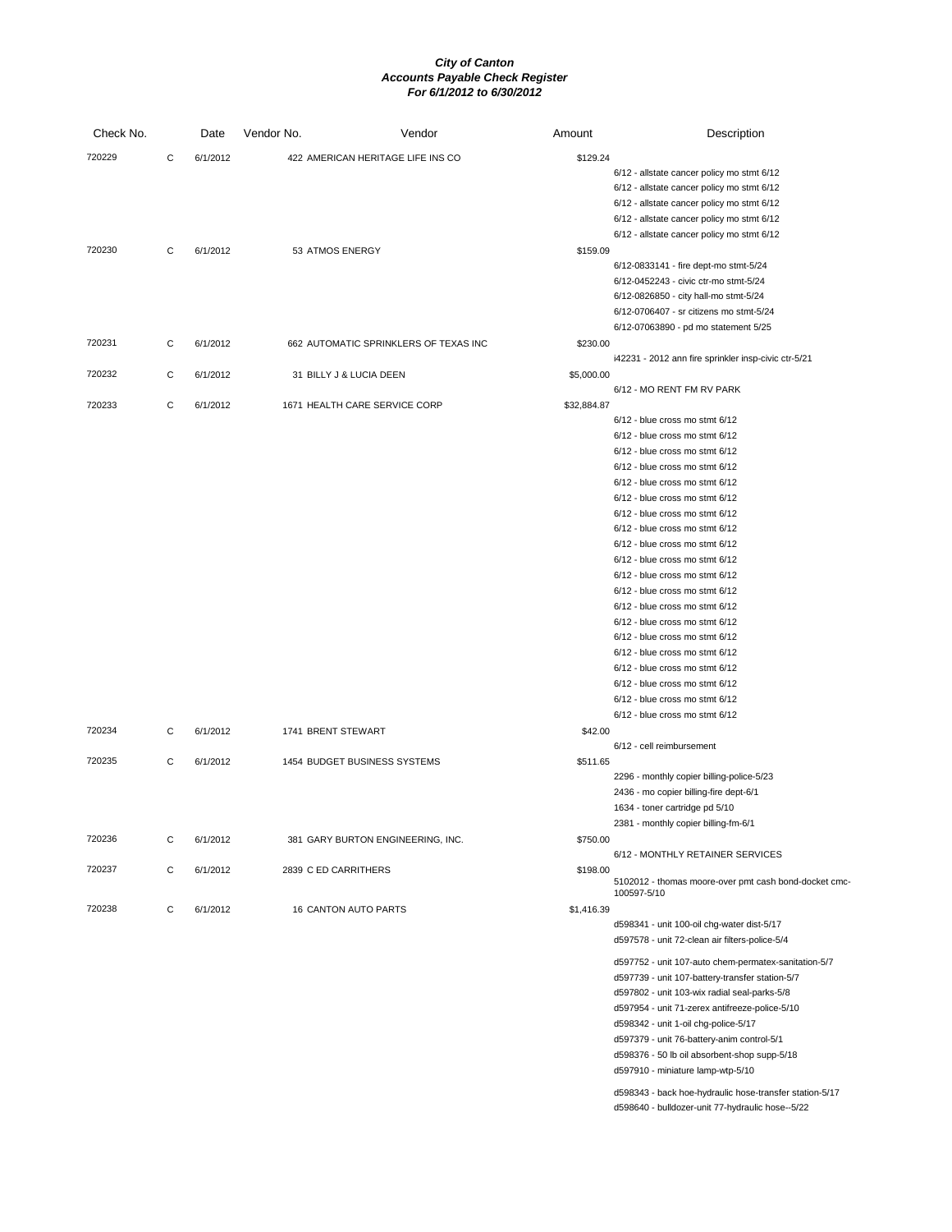# City of Canton
## Accounts Payable Check Register
### For 6/1/2012 to 6/30/2012

| Check No. | | Date | Vendor No. | Vendor | Amount | Description |
|---|---|---|---|---|---|---|
| 720229 | C | 6/1/2012 | 422 | AMERICAN HERITAGE LIFE INS CO | $129.24 | |
| | | | | | | 6/12 - allstate cancer policy mo stmt 6/12 |
| | | | | | | 6/12 - allstate cancer policy mo stmt 6/12 |
| | | | | | | 6/12 - allstate cancer policy mo stmt 6/12 |
| | | | | | | 6/12 - allstate cancer policy mo stmt 6/12 |
| | | | | | | 6/12 - allstate cancer policy mo stmt 6/12 |
| 720230 | C | 6/1/2012 | 53 | ATMOS ENERGY | $159.09 | |
| | | | | | | 6/12-0833141 - fire dept-mo stmt-5/24 |
| | | | | | | 6/12-0452243 - civic ctr-mo stmt-5/24 |
| | | | | | | 6/12-0826850 - city hall-mo stmt-5/24 |
| | | | | | | 6/12-0706407 - sr citizens mo stmt-5/24 |
| | | | | | | 6/12-07063890 - pd mo statement 5/25 |
| 720231 | C | 6/1/2012 | 662 | AUTOMATIC SPRINKLERS OF TEXAS INC | $230.00 | |
| | | | | | | i42231 - 2012 ann fire sprinkler insp-civic ctr-5/21 |
| 720232 | C | 6/1/2012 | 31 | BILLY J & LUCIA DEEN | $5,000.00 | |
| | | | | | | 6/12 - MO RENT FM RV PARK |
| 720233 | C | 6/1/2012 | 1671 | HEALTH CARE SERVICE CORP | $32,884.87 | |
| | | | | | | 6/12 - blue cross mo stmt 6/12 |
| | | | | | | 6/12 - blue cross mo stmt 6/12 |
| | | | | | | 6/12 - blue cross mo stmt 6/12 |
| | | | | | | 6/12 - blue cross mo stmt 6/12 |
| | | | | | | 6/12 - blue cross mo stmt 6/12 |
| | | | | | | 6/12 - blue cross mo stmt 6/12 |
| | | | | | | 6/12 - blue cross mo stmt 6/12 |
| | | | | | | 6/12 - blue cross mo stmt 6/12 |
| | | | | | | 6/12 - blue cross mo stmt 6/12 |
| | | | | | | 6/12 - blue cross mo stmt 6/12 |
| | | | | | | 6/12 - blue cross mo stmt 6/12 |
| | | | | | | 6/12 - blue cross mo stmt 6/12 |
| | | | | | | 6/12 - blue cross mo stmt 6/12 |
| | | | | | | 6/12 - blue cross mo stmt 6/12 |
| | | | | | | 6/12 - blue cross mo stmt 6/12 |
| | | | | | | 6/12 - blue cross mo stmt 6/12 |
| | | | | | | 6/12 - blue cross mo stmt 6/12 |
| | | | | | | 6/12 - blue cross mo stmt 6/12 |
| | | | | | | 6/12 - blue cross mo stmt 6/12 |
| | | | | | | 6/12 - blue cross mo stmt 6/12 |
| 720234 | C | 6/1/2012 | 1741 | BRENT STEWART | $42.00 | |
| | | | | | | 6/12 - cell reimbursement |
| 720235 | C | 6/1/2012 | 1454 | BUDGET BUSINESS SYSTEMS | $511.65 | |
| | | | | | | 2296 - monthly copier billing-police-5/23 |
| | | | | | | 2436 - mo copier billing-fire dept-6/1 |
| | | | | | | 1634 - toner cartridge pd 5/10 |
| | | | | | | 2381 - monthly copier billing-fm-6/1 |
| 720236 | C | 6/1/2012 | 381 | GARY BURTON ENGINEERING, INC. | $750.00 | |
| | | | | | | 6/12 - MONTHLY RETAINER SERVICES |
| 720237 | C | 6/1/2012 | 2839 | C ED CARRITHERS | $198.00 | |
| | | | | | | 5102012 - thomas moore-over pmt cash bond-docket cmc-100597-5/10 |
| 720238 | C | 6/1/2012 | 16 | CANTON AUTO PARTS | $1,416.39 | |
| | | | | | | d598341 - unit 100-oil chg-water dist-5/17 |
| | | | | | | d597578 - unit 72-clean air filters-police-5/4 |
| | | | | | | d597752 - unit 107-auto chem-permatex-sanitation-5/7 |
| | | | | | | d597739 - unit 107-battery-transfer station-5/7 |
| | | | | | | d597802 - unit 103-wix radial seal-parks-5/8 |
| | | | | | | d597954 - unit 71-zerex antifreeze-police-5/10 |
| | | | | | | d598342 - unit 1-oil chg-police-5/17 |
| | | | | | | d597379 - unit 76-battery-anim control-5/1 |
| | | | | | | d598376 - 50 lb oil absorbent-shop supp-5/18 |
| | | | | | | d597910 - miniature lamp-wtp-5/10 |
| | | | | | | d598343 - back hoe-hydraulic hose-transfer station-5/17 |
| | | | | | | d598640 - bulldozer-unit 77-hydraulic hose--5/22 |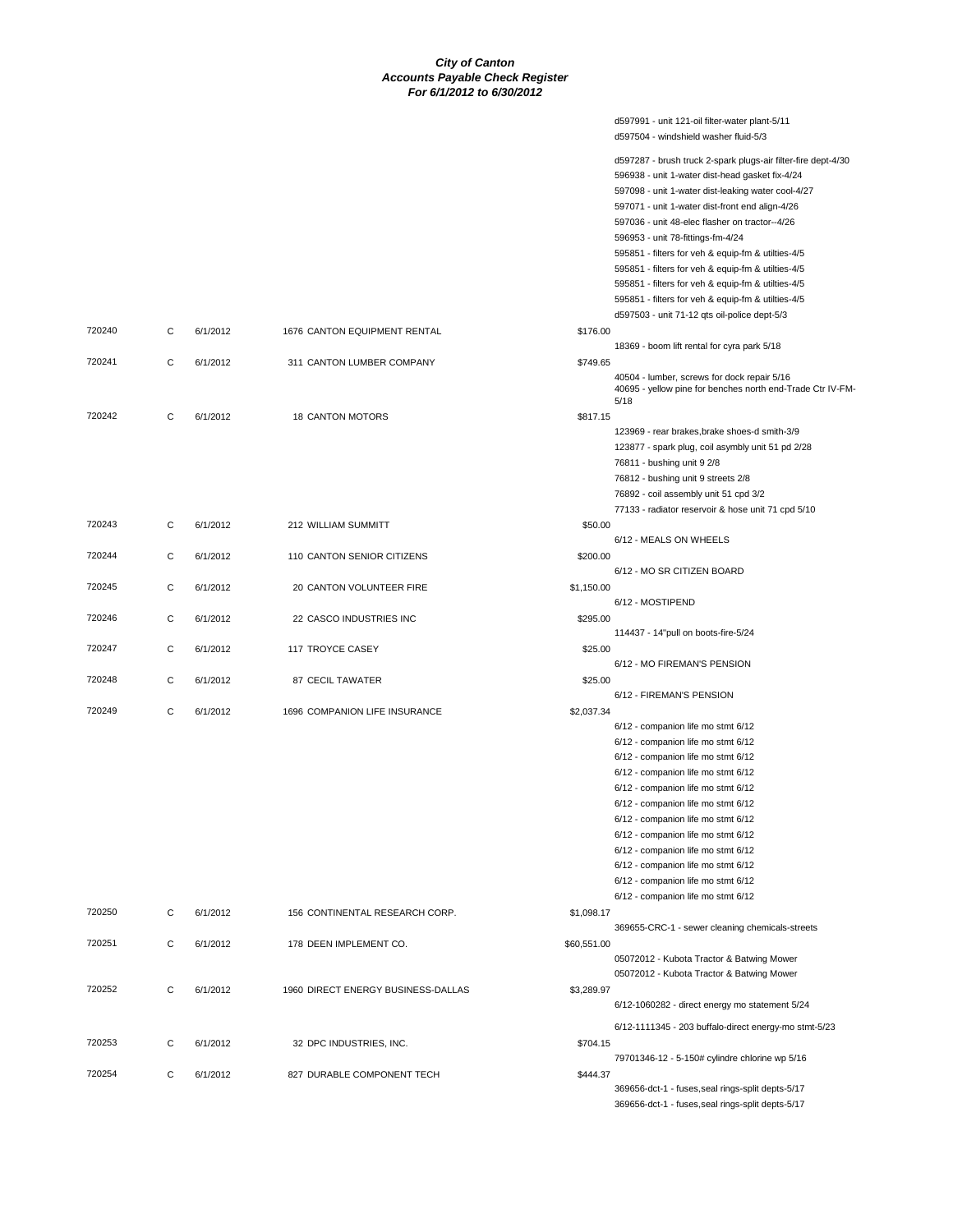# City of Canton
## Accounts Payable Check Register
### For 6/1/2012 to 6/30/2012

| Check # | Type | Date | Vendor | Amount | Description |
|---|---|---|---|---|---|
| | | | | | d597991 - unit 121-oil filter-water plant-5/11 |
| | | | | | d597504 - windshield washer fluid-5/3 |
| | | | | | d597287 - brush truck 2-spark plugs-air filter-fire dept-4/30 |
| | | | | | 596938 - unit 1-water dist-head gasket fix-4/24 |
| | | | | | 597098 - unit 1-water dist-leaking water cool-4/27 |
| | | | | | 597071 - unit 1-water dist-front end align-4/26 |
| | | | | | 597036 - unit 48-elec flasher on tractor--4/26 |
| | | | | | 596953 - unit 78-fittings-fm-4/24 |
| | | | | | 595851 - filters for veh & equip-fm & utilties-4/5 |
| | | | | | 595851 - filters for veh & equip-fm & utilties-4/5 |
| | | | | | 595851 - filters for veh & equip-fm & utilties-4/5 |
| | | | | | 595851 - filters for veh & equip-fm & utilties-4/5 |
| | | | | | d597503 - unit 71-12 qts oil-police dept-5/3 |
| 720240 | C | 6/1/2012 | 1676 CANTON EQUIPMENT RENTAL | $176.00 | |
| | | | | | 18369 - boom lift rental for cyra park 5/18 |
| 720241 | C | 6/1/2012 | 311 CANTON LUMBER COMPANY | $749.65 | |
| | | | | | 40504 - lumber, screws for dock repair 5/16 |
| | | | | | 40695 - yellow pine for benches north end-Trade Ctr IV-FM-5/18 |
| 720242 | C | 6/1/2012 | 18 CANTON MOTORS | $817.15 | |
| | | | | | 123969 - rear brakes,brake shoes-d smith-3/9 |
| | | | | | 123877 - spark plug, coil asymbly unit 51 pd 2/28 |
| | | | | | 76811 - bushing unit 9 2/8 |
| | | | | | 76812 - bushing unit 9 streets 2/8 |
| | | | | | 76892 - coil assembly unit 51 cpd 3/2 |
| | | | | | 77133 - radiator reservoir & hose unit 71 cpd 5/10 |
| 720243 | C | 6/1/2012 | 212 WILLIAM SUMMITT | $50.00 | |
| | | | | | 6/12 - MEALS ON WHEELS |
| 720244 | C | 6/1/2012 | 110 CANTON SENIOR CITIZENS | $200.00 | |
| | | | | | 6/12 - MO SR CITIZEN BOARD |
| 720245 | C | 6/1/2012 | 20 CANTON VOLUNTEER FIRE | $1,150.00 | |
| | | | | | 6/12 - MOSTIPEND |
| 720246 | C | 6/1/2012 | 22 CASCO INDUSTRIES INC | $295.00 | |
| | | | | | 114437 - 14"pull on boots-fire-5/24 |
| 720247 | C | 6/1/2012 | 117 TROYCE CASEY | $25.00 | |
| | | | | | 6/12 - MO FIREMAN'S PENSION |
| 720248 | C | 6/1/2012 | 87 CECIL TAWATER | $25.00 | |
| | | | | | 6/12 - FIREMAN'S PENSION |
| 720249 | C | 6/1/2012 | 1696 COMPANION LIFE INSURANCE | $2,037.34 | |
| | | | | | 6/12 - companion life mo stmt 6/12 |
| | | | | | 6/12 - companion life mo stmt 6/12 |
| | | | | | 6/12 - companion life mo stmt 6/12 |
| | | | | | 6/12 - companion life mo stmt 6/12 |
| | | | | | 6/12 - companion life mo stmt 6/12 |
| | | | | | 6/12 - companion life mo stmt 6/12 |
| | | | | | 6/12 - companion life mo stmt 6/12 |
| | | | | | 6/12 - companion life mo stmt 6/12 |
| | | | | | 6/12 - companion life mo stmt 6/12 |
| | | | | | 6/12 - companion life mo stmt 6/12 |
| | | | | | 6/12 - companion life mo stmt 6/12 |
| | | | | | 6/12 - companion life mo stmt 6/12 |
| 720250 | C | 6/1/2012 | 156 CONTINENTAL RESEARCH CORP. | $1,098.17 | |
| | | | | | 369655-CRC-1 - sewer cleaning chemicals-streets |
| 720251 | C | 6/1/2012 | 178 DEEN IMPLEMENT CO. | $60,551.00 | |
| | | | | | 05072012 - Kubota Tractor & Batwing Mower |
| | | | | | 05072012 - Kubota Tractor & Batwing Mower |
| 720252 | C | 6/1/2012 | 1960 DIRECT ENERGY BUSINESS-DALLAS | $3,289.97 | |
| | | | | | 6/12-1060282 - direct energy mo statement 5/24 |
| | | | | | 6/12-1111345 - 203 buffalo-direct energy-mo stmt-5/23 |
| 720253 | C | 6/1/2012 | 32 DPC INDUSTRIES, INC. | $704.15 | |
| | | | | | 79701346-12 - 5-150# cylindre chlorine wp 5/16 |
| 720254 | C | 6/1/2012 | 827 DURABLE COMPONENT TECH | $444.37 | |
| | | | | | 369656-dct-1 - fuses,seal rings-split depts-5/17 |
| | | | | | 369656-dct-1 - fuses,seal rings-split depts-5/17 |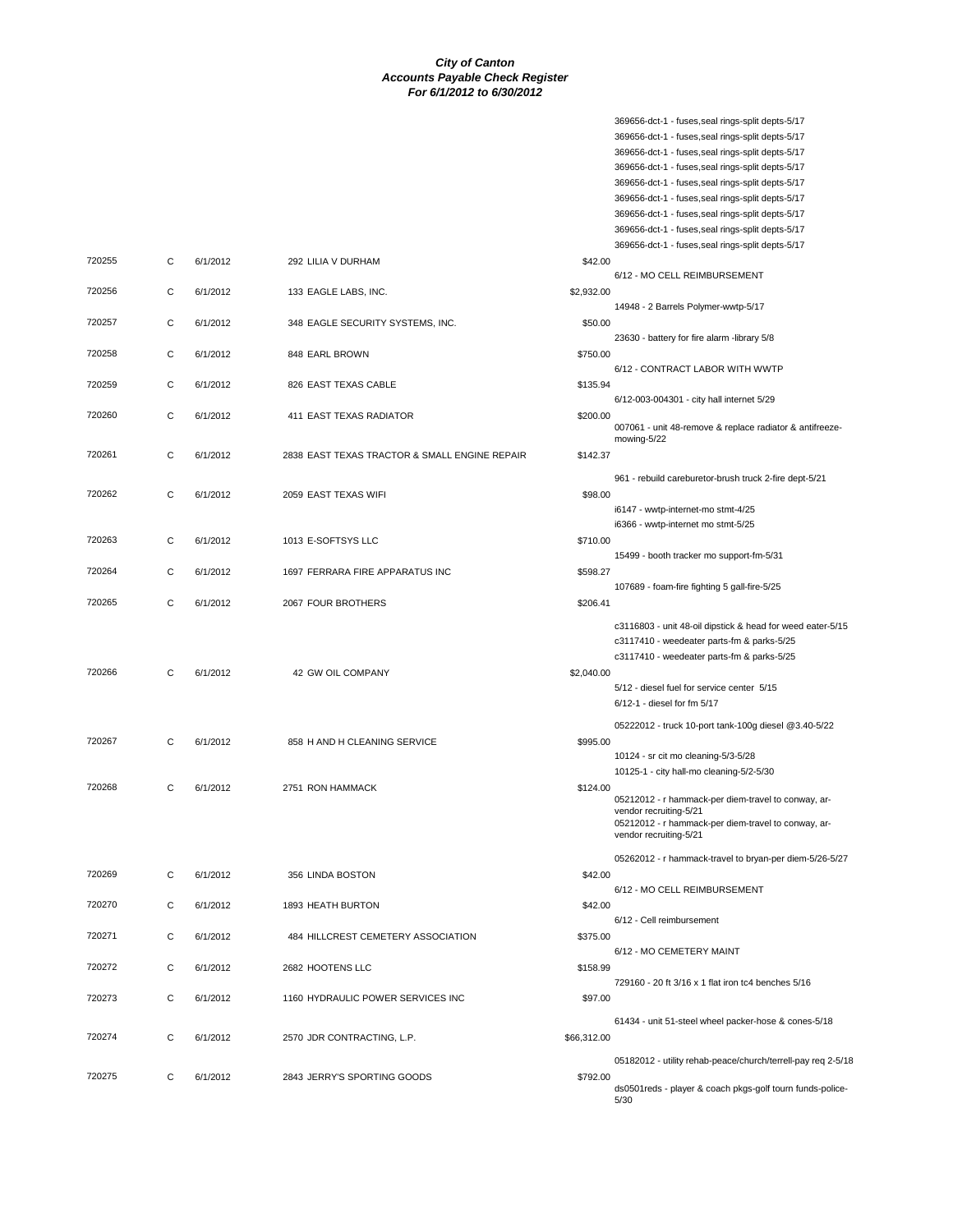# City of Canton
## Accounts Payable Check Register
### For 6/1/2012 to 6/30/2012

| Check # | Type | Date | Vendor | Amount | Description |
|---|---|---|---|---|---|
| | | | | | 369656-dct-1 - fuses,seal rings-split depts-5/17 |
| | | | | | 369656-dct-1 - fuses,seal rings-split depts-5/17 |
| | | | | | 369656-dct-1 - fuses,seal rings-split depts-5/17 |
| | | | | | 369656-dct-1 - fuses,seal rings-split depts-5/17 |
| | | | | | 369656-dct-1 - fuses,seal rings-split depts-5/17 |
| | | | | | 369656-dct-1 - fuses,seal rings-split depts-5/17 |
| | | | | | 369656-dct-1 - fuses,seal rings-split depts-5/17 |
| | | | | | 369656-dct-1 - fuses,seal rings-split depts-5/17 |
| | | | | | 369656-dct-1 - fuses,seal rings-split depts-5/17 |
| 720255 | C | 6/1/2012 | 292 LILIA V DURHAM | $42.00 | |
| | | | | | 6/12 - MO CELL REIMBURSEMENT |
| 720256 | C | 6/1/2012 | 133 EAGLE LABS, INC. | $2,932.00 | |
| | | | | | 14948 - 2 Barrels Polymer-wwtp-5/17 |
| 720257 | C | 6/1/2012 | 348 EAGLE SECURITY SYSTEMS, INC. | $50.00 | |
| | | | | | 23630 - battery for fire alarm -library 5/8 |
| 720258 | C | 6/1/2012 | 848 EARL BROWN | $750.00 | |
| | | | | | 6/12 - CONTRACT LABOR WITH WWTP |
| 720259 | C | 6/1/2012 | 826 EAST TEXAS CABLE | $135.94 | |
| | | | | | 6/12-003-004301 - city hall internet 5/29 |
| 720260 | C | 6/1/2012 | 411 EAST TEXAS RADIATOR | $200.00 | |
| | | | | | 007061 - unit 48-remove & replace radiator & antifreeze-mowing-5/22 |
| 720261 | C | 6/1/2012 | 2838 EAST TEXAS TRACTOR & SMALL ENGINE REPAIR | $142.37 | |
| | | | | | 961 - rebuild careburetor-brush truck 2-fire dept-5/21 |
| 720262 | C | 6/1/2012 | 2059 EAST TEXAS WIFI | $98.00 | |
| | | | | | i6147 - wwtp-internet-mo stmt-4/25 |
| | | | | | i6366 - wwtp-internet mo stmt-5/25 |
| 720263 | C | 6/1/2012 | 1013 E-SOFTSYS LLC | $710.00 | |
| | | | | | 15499 - booth tracker mo support-fm-5/31 |
| 720264 | C | 6/1/2012 | 1697 FERRARA FIRE APPARATUS INC | $598.27 | |
| | | | | | 107689 - foam-fire fighting 5 gall-fire-5/25 |
| 720265 | C | 6/1/2012 | 2067 FOUR BROTHERS | $206.41 | |
| | | | | | c3116803 - unit 48-oil dipstick & head for weed eater-5/15 |
| | | | | | c3117410 - weedeater parts-fm & parks-5/25 |
| | | | | | c3117410 - weedeater parts-fm & parks-5/25 |
| 720266 | C | 6/1/2012 | 42 GW OIL COMPANY | $2,040.00 | |
| | | | | | 5/12 - diesel fuel for service center 5/15 |
| | | | | | 6/12-1 - diesel for fm 5/17 |
| | | | | | 05222012 - truck 10-port tank-100g diesel @3.40-5/22 |
| 720267 | C | 6/1/2012 | 858 H AND H CLEANING SERVICE | $995.00 | |
| | | | | | 10124 - sr cit mo cleaning-5/3-5/28 |
| | | | | | 10125-1 - city hall-mo cleaning-5/2-5/30 |
| 720268 | C | 6/1/2012 | 2751 RON HAMMACK | $124.00 | |
| | | | | | 05212012 - r hammack-per diem-travel to conway, ar-vendor recruiting-5/21 |
| | | | | | 05212012 - r hammack-per diem-travel to conway, ar-vendor recruiting-5/21 |
| | | | | | 05262012 - r hammack-travel to bryan-per diem-5/26-5/27 |
| 720269 | C | 6/1/2012 | 356 LINDA BOSTON | $42.00 | |
| | | | | | 6/12 - MO CELL REIMBURSEMENT |
| 720270 | C | 6/1/2012 | 1893 HEATH BURTON | $42.00 | |
| | | | | | 6/12 - Cell reimbursement |
| 720271 | C | 6/1/2012 | 484 HILLCREST CEMETERY ASSOCIATION | $375.00 | |
| | | | | | 6/12 - MO CEMETERY MAINT |
| 720272 | C | 6/1/2012 | 2682 HOOTENS LLC | $158.99 | |
| | | | | | 729160 - 20 ft 3/16 x 1 flat iron tc4 benches 5/16 |
| 720273 | C | 6/1/2012 | 1160 HYDRAULIC POWER SERVICES INC | $97.00 | |
| | | | | | 61434 - unit 51-steel wheel packer-hose & cones-5/18 |
| 720274 | C | 6/1/2012 | 2570 JDR CONTRACTING, L.P. | $66,312.00 | |
| | | | | | 05182012 - utility rehab-peace/church/terrell-pay req 2-5/18 |
| 720275 | C | 6/1/2012 | 2843 JERRY'S SPORTING GOODS | $792.00 | |
| | | | | | ds0501reds - player & coach pkgs-golf tourn funds-police-5/30 |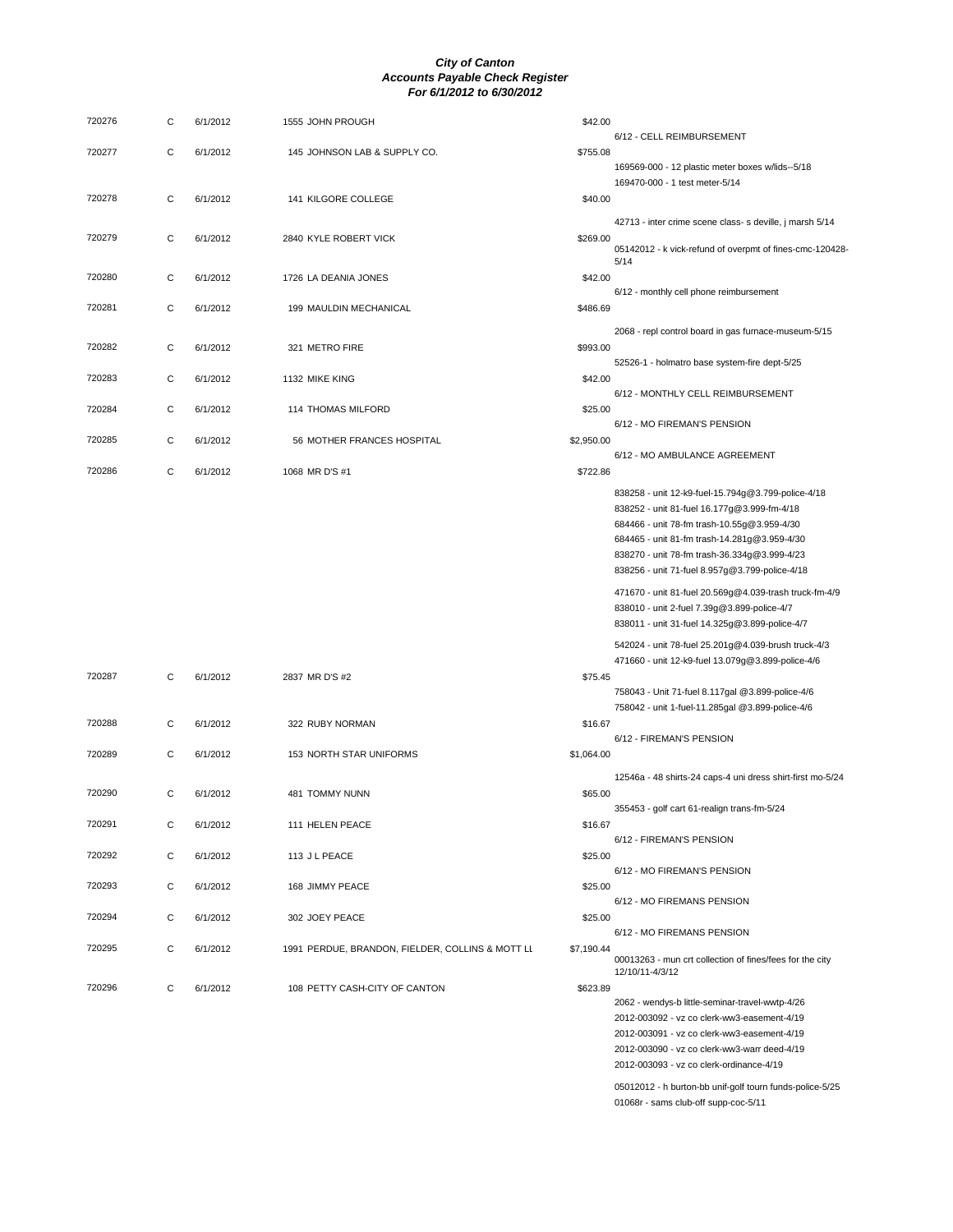# City of Canton
## Accounts Payable Check Register
### For 6/1/2012 to 6/30/2012

| Check # | Type | Date | Vendor | Amount | Description |
|---|---|---|---|---|---|
| 720276 | C | 6/1/2012 | 1555 JOHN PROUGH | $42.00 | |
| | | | | | 6/12 - CELL REIMBURSEMENT |
| 720277 | C | 6/1/2012 | 145 JOHNSON LAB & SUPPLY CO. | $755.08 | |
| | | | | | 169569-000 - 12 plastic meter boxes w/lids--5/18 |
| | | | | | 169470-000 - 1 test meter-5/14 |
| 720278 | C | 6/1/2012 | 141 KILGORE COLLEGE | $40.00 | |
| | | | | | 42713 - inter crime scene class- s deville, j marsh 5/14 |
| 720279 | C | 6/1/2012 | 2840 KYLE ROBERT VICK | $269.00 | |
| | | | | | 05142012 - k vick-refund of overpmt of fines-cmc-120428-5/14 |
| 720280 | C | 6/1/2012 | 1726 LA DEANIA JONES | $42.00 | |
| | | | | | 6/12 - monthly cell phone reimbursement |
| 720281 | C | 6/1/2012 | 199 MAULDIN MECHANICAL | $486.69 | |
| | | | | | 2068 - repl control board in gas furnace-museum-5/15 |
| 720282 | C | 6/1/2012 | 321 METRO FIRE | $993.00 | |
| | | | | | 52526-1 - holmatro base system-fire dept-5/25 |
| 720283 | C | 6/1/2012 | 1132 MIKE KING | $42.00 | |
| | | | | | 6/12 - MONTHLY CELL REIMBURSEMENT |
| 720284 | C | 6/1/2012 | 114 THOMAS MILFORD | $25.00 | |
| | | | | | 6/12 - MO FIREMAN'S PENSION |
| 720285 | C | 6/1/2012 | 56 MOTHER FRANCES HOSPITAL | $2,950.00 | |
| | | | | | 6/12 - MO AMBULANCE AGREEMENT |
| 720286 | C | 6/1/2012 | 1068 MR D'S #1 | $722.86 | |
| | | | | | 838258 - unit 12-k9-fuel-15.794g@3.799-police-4/18 |
| | | | | | 838252 - unit 81-fuel 16.177g@3.999-fm-4/18 |
| | | | | | 684466 - unit 78-fm trash-10.55g@3.959-4/30 |
| | | | | | 684465 - unit 81-fm trash-14.281g@3.959-4/30 |
| | | | | | 838270 - unit 78-fm trash-36.334g@3.999-4/23 |
| | | | | | 838256 - unit 71-fuel 8.957g@3.799-police-4/18 |
| | | | | | 471670 - unit 81-fuel 20.569g@4.039-trash truck-fm-4/9 |
| | | | | | 838010 - unit 2-fuel 7.39g@3.899-police-4/7 |
| | | | | | 838011 - unit 31-fuel 14.325g@3.899-police-4/7 |
| | | | | | 542024 - unit 78-fuel 25.201g@4.039-brush truck-4/3 |
| | | | | | 471660 - unit 12-k9-fuel 13.079g@3.899-police-4/6 |
| 720287 | C | 6/1/2012 | 2837 MR D'S #2 | $75.45 | |
| | | | | | 758043 - Unit 71-fuel 8.117gal @3.899-police-4/6 |
| | | | | | 758042 - unit 1-fuel-11.285gal @3.899-police-4/6 |
| 720288 | C | 6/1/2012 | 322 RUBY NORMAN | $16.67 | |
| | | | | | 6/12 - FIREMAN'S PENSION |
| 720289 | C | 6/1/2012 | 153 NORTH STAR UNIFORMS | $1,064.00 | |
| | | | | | 12546a - 48 shirts-24 caps-4 uni dress shirt-first mo-5/24 |
| 720290 | C | 6/1/2012 | 481 TOMMY NUNN | $65.00 | |
| | | | | | 355453 - golf cart 61-realign trans-fm-5/24 |
| 720291 | C | 6/1/2012 | 111 HELEN PEACE | $16.67 | |
| | | | | | 6/12 - FIREMAN'S PENSION |
| 720292 | C | 6/1/2012 | 113 J L PEACE | $25.00 | |
| | | | | | 6/12 - MO FIREMAN'S PENSION |
| 720293 | C | 6/1/2012 | 168 JIMMY PEACE | $25.00 | |
| | | | | | 6/12 - MO FIREMANS PENSION |
| 720294 | C | 6/1/2012 | 302 JOEY PEACE | $25.00 | |
| | | | | | 6/12 - MO FIREMANS PENSION |
| 720295 | C | 6/1/2012 | 1991 PERDUE, BRANDON, FIELDER, COLLINS & MOTT LL | $7,190.44 | |
| | | | | | 00013263 - mun crt collection of fines/fees for the city 12/10/11-4/3/12 |
| 720296 | C | 6/1/2012 | 108 PETTY CASH-CITY OF CANTON | $623.89 | |
| | | | | | 2062 - wendys-b little-seminar-travel-wwtp-4/26 |
| | | | | | 2012-003092 - vz co clerk-ww3-easement-4/19 |
| | | | | | 2012-003091 - vz co clerk-ww3-easement-4/19 |
| | | | | | 2012-003090 - vz co clerk-ww3-warr deed-4/19 |
| | | | | | 2012-003093 - vz co clerk-ordinance-4/19 |
| | | | | | 05012012 - h burton-bb unif-golf tourn funds-police-5/25 |
| | | | | | 01068r - sams club-off supp-coc-5/11 |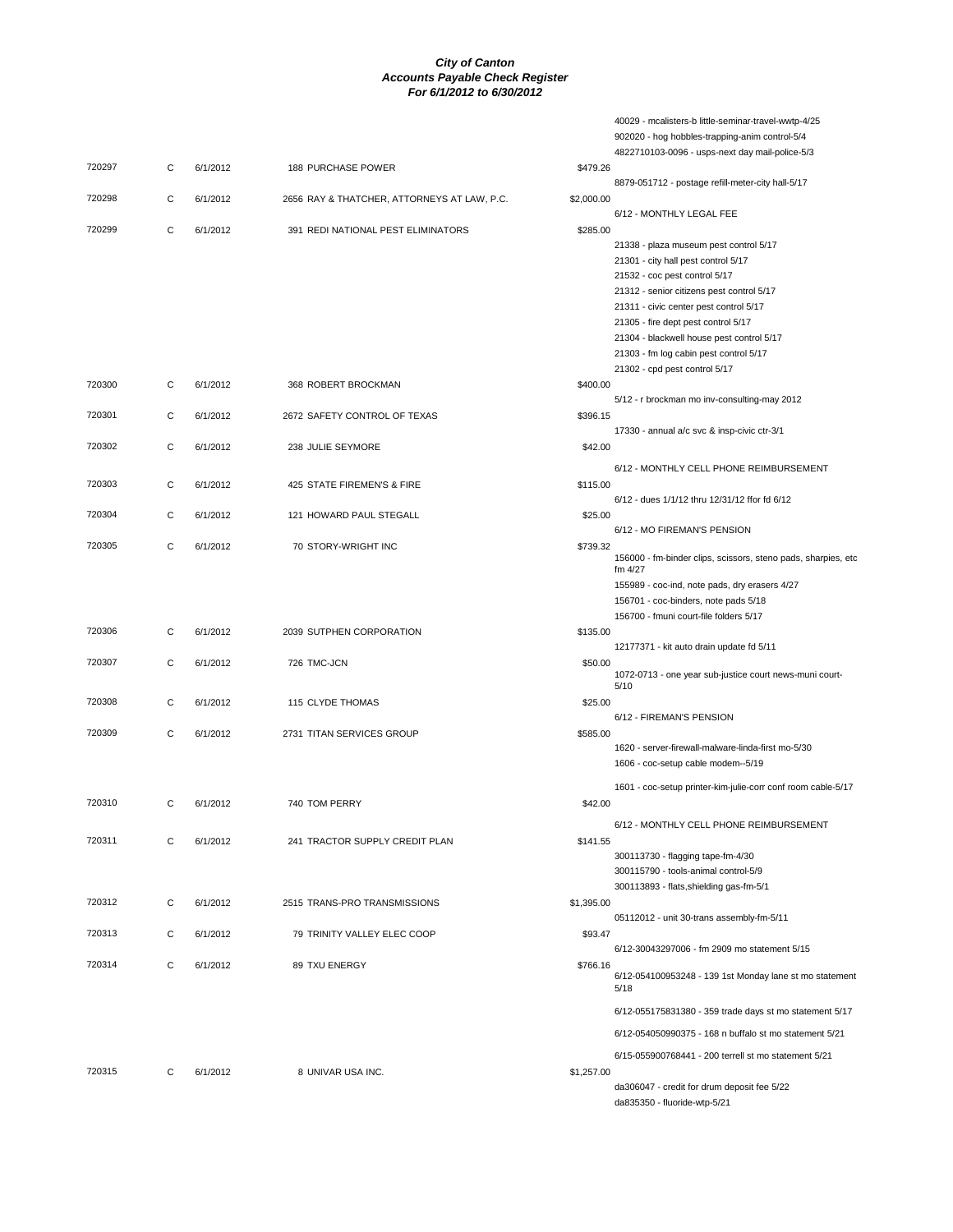# City of Canton
## Accounts Payable Check Register
### For 6/1/2012 to 6/30/2012

| Check # | Type | Date | Vendor | Amount | Description |
|---|---|---|---|---|---|
| | | | | | 40029 - mcalisters-b little-seminar-travel-wwtp-4/25 |
| | | | | | 902020 - hog hobbles-trapping-anim control-5/4 |
| | | | | | 4822710103-0096 - usps-next day mail-police-5/3 |
| 720297 | C | 6/1/2012 | 188 PURCHASE POWER | $479.26 | |
| | | | | | 8879-051712 - postage refill-meter-city hall-5/17 |
| 720298 | C | 6/1/2012 | 2656 RAY & THATCHER, ATTORNEYS AT LAW, P.C. | $2,000.00 | |
| | | | | | 6/12 - MONTHLY LEGAL FEE |
| 720299 | C | 6/1/2012 | 391 REDI NATIONAL PEST ELIMINATORS | $285.00 | |
| | | | | | 21338 - plaza museum pest control 5/17 |
| | | | | | 21301 - city hall pest control 5/17 |
| | | | | | 21532 - coc pest control 5/17 |
| | | | | | 21312 - senior citizens pest control 5/17 |
| | | | | | 21311 - civic center pest control 5/17 |
| | | | | | 21305 - fire dept pest control 5/17 |
| | | | | | 21304 - blackwell house pest control 5/17 |
| | | | | | 21303 - fm log cabin pest control 5/17 |
| | | | | | 21302 - cpd pest control 5/17 |
| 720300 | C | 6/1/2012 | 368 ROBERT BROCKMAN | $400.00 | |
| | | | | | 5/12 - r brockman mo inv-consulting-may 2012 |
| 720301 | C | 6/1/2012 | 2672 SAFETY CONTROL OF TEXAS | $396.15 | |
| | | | | | 17330 - annual a/c svc & insp-civic ctr-3/1 |
| 720302 | C | 6/1/2012 | 238 JULIE SEYMORE | $42.00 | |
| | | | | | 6/12 - MONTHLY CELL PHONE REIMBURSEMENT |
| 720303 | C | 6/1/2012 | 425 STATE FIREMEN'S & FIRE | $115.00 | |
| | | | | | 6/12 - dues 1/1/12 thru 12/31/12 ffor fd 6/12 |
| 720304 | C | 6/1/2012 | 121 HOWARD PAUL STEGALL | $25.00 | |
| | | | | | 6/12 - MO FIREMAN'S PENSION |
| 720305 | C | 6/1/2012 | 70 STORY-WRIGHT INC | $739.32 | |
| | | | | | 156000 - fm-binder clips, scissors, steno pads, sharpies, etc fm 4/27 |
| | | | | | 155989 - coc-ind, note pads, dry erasers 4/27 |
| | | | | | 156701 - coc-binders, note pads 5/18 |
| | | | | | 156700 - fmuni court-file folders 5/17 |
| 720306 | C | 6/1/2012 | 2039 SUTPHEN CORPORATION | $135.00 | |
| | | | | | 12177371 - kit auto drain update fd 5/11 |
| 720307 | C | 6/1/2012 | 726 TMC-JCN | $50.00 | |
| | | | | | 1072-0713 - one year sub-justice court news-muni court-5/10 |
| 720308 | C | 6/1/2012 | 115 CLYDE THOMAS | $25.00 | |
| | | | | | 6/12 - FIREMAN'S PENSION |
| 720309 | C | 6/1/2012 | 2731 TITAN SERVICES GROUP | $585.00 | |
| | | | | | 1620 - server-firewall-malware-linda-first mo-5/30 |
| | | | | | 1606 - coc-setup cable modem--5/19 |
| | | | | | 1601 - coc-setup printer-kim-julie-corr conf room cable-5/17 |
| 720310 | C | 6/1/2012 | 740 TOM PERRY | $42.00 | |
| | | | | | 6/12 - MONTHLY CELL PHONE REIMBURSEMENT |
| 720311 | C | 6/1/2012 | 241 TRACTOR SUPPLY CREDIT PLAN | $141.55 | |
| | | | | | 300113730 - flagging tape-fm-4/30 |
| | | | | | 300115790 - tools-animal control-5/9 |
| | | | | | 300113893 - flats,shielding gas-fm-5/1 |
| 720312 | C | 6/1/2012 | 2515 TRANS-PRO TRANSMISSIONS | $1,395.00 | |
| | | | | | 05112012 - unit 30-trans assembly-fm-5/11 |
| 720313 | C | 6/1/2012 | 79 TRINITY VALLEY ELEC COOP | $93.47 | |
| | | | | | 6/12-30043297006 - fm 2909 mo statement 5/15 |
| 720314 | C | 6/1/2012 | 89 TXU ENERGY | $766.16 | |
| | | | | | 6/12-054100953248 - 139 1st Monday lane st mo statement 5/18 |
| | | | | | 6/12-055175831380 - 359 trade days st mo statement 5/17 |
| | | | | | 6/12-054050990375 - 168 n buffalo st mo statement 5/21 |
| | | | | | 6/15-055900768441 - 200 terrell st mo statement 5/21 |
| 720315 | C | 6/1/2012 | 8 UNIVAR USA INC. | $1,257.00 | |
| | | | | | da306047 - credit for drum deposit fee 5/22 |
| | | | | | da835350 - fluoride-wtp-5/21 |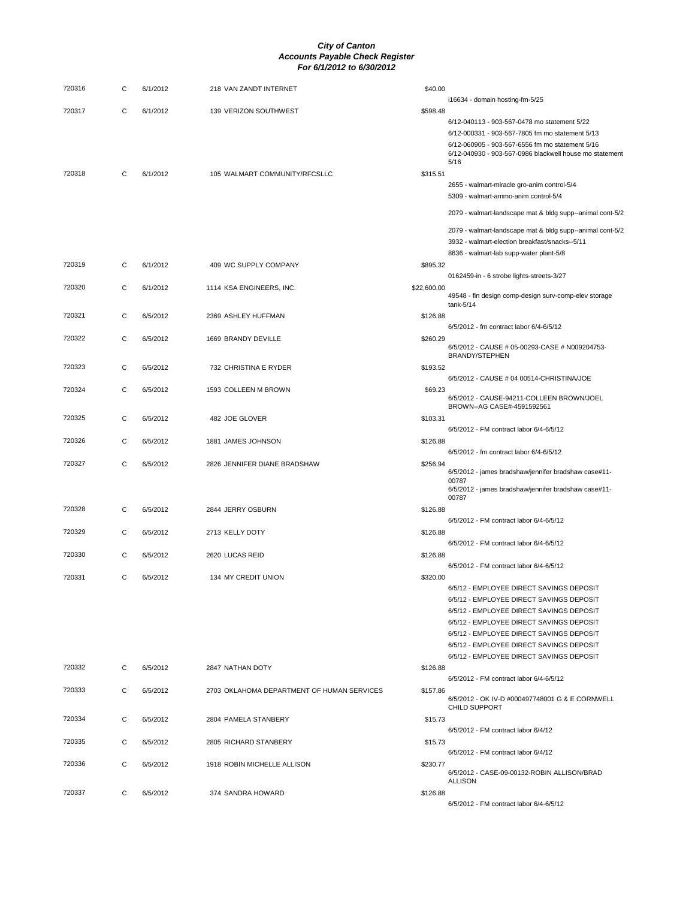**City of Canton**
**Accounts Payable Check Register**
**For 6/1/2012 to 6/30/2012**

| Check | Type | Date | Vendor | Amount | Description |
|---|---|---|---|---|---|
| 720316 | C | 6/1/2012 | 218 VAN ZANDT INTERNET | $40.00 | i16634 - domain hosting-fm-5/25 |
| 720317 | C | 6/1/2012 | 139 VERIZON SOUTHWEST | $598.48 | 6/12-040113 - 903-567-0478 mo statement 5/22 |
| | | | | | 6/12-000331 - 903-567-7805 fm mo statement 5/13 |
| | | | | | 6/12-060905 - 903-567-6556 fm mo statement 5/16 |
| | | | | | 6/12-040930 - 903-567-0986 blackwell house mo statement 5/16 |
| 720318 | C | 6/1/2012 | 105 WALMART COMMUNITY/RFCSLLC | $315.51 | 2655 - walmart-miracle gro-anim control-5/4 |
| | | | | | 5309 - walmart-ammo-anim control-5/4 |
| | | | | | 2079 - walmart-landscape mat & bldg supp--animal cont-5/2 |
| | | | | | 2079 - walmart-landscape mat & bldg supp--animal cont-5/2 |
| | | | | | 3932 - walmart-election breakfast/snacks--5/11 |
| | | | | | 8636 - walmart-lab supp-water plant-5/8 |
| 720319 | C | 6/1/2012 | 409 WC SUPPLY COMPANY | $895.32 | 0162459-in - 6 strobe lights-streets-3/27 |
| 720320 | C | 6/1/2012 | 1114 KSA ENGINEERS, INC. | $22,600.00 | 49548 - fin design comp-design surv-comp-elev storage tank-5/14 |
| 720321 | C | 6/5/2012 | 2369 ASHLEY HUFFMAN | $126.88 | 6/5/2012 - fm contract labor 6/4-6/5/12 |
| 720322 | C | 6/5/2012 | 1669 BRANDY DEVILLE | $260.29 | 6/5/2012 - CAUSE # 05-00293-CASE # N009204753-BRANDY/STEPHEN |
| 720323 | C | 6/5/2012 | 732 CHRISTINA E RYDER | $193.52 | 6/5/2012 - CAUSE # 04 00514-CHRISTINA/JOE |
| 720324 | C | 6/5/2012 | 1593 COLLEEN M BROWN | $69.23 | 6/5/2012 - CAUSE-94211-COLLEEN BROWN/JOEL BROWN--AG CASE#-4591592561 |
| 720325 | C | 6/5/2012 | 482 JOE GLOVER | $103.31 | 6/5/2012 - FM contract labor 6/4-6/5/12 |
| 720326 | C | 6/5/2012 | 1881 JAMES JOHNSON | $126.88 | 6/5/2012 - fm contract labor 6/4-6/5/12 |
| 720327 | C | 6/5/2012 | 2826 JENNIFER DIANE BRADSHAW | $256.94 | 6/5/2012 - james bradshaw/jennifer bradshaw case#11-00787 |
| | | | | | 6/5/2012 - james bradshaw/jennifer bradshaw case#11-00787 |
| 720328 | C | 6/5/2012 | 2844 JERRY OSBURN | $126.88 | 6/5/2012 - FM contract labor 6/4-6/5/12 |
| 720329 | C | 6/5/2012 | 2713 KELLY DOTY | $126.88 | 6/5/2012 - FM contract labor 6/4-6/5/12 |
| 720330 | C | 6/5/2012 | 2620 LUCAS REID | $126.88 | 6/5/2012 - FM contract labor 6/4-6/5/12 |
| 720331 | C | 6/5/2012 | 134 MY CREDIT UNION | $320.00 | 6/5/12 - EMPLOYEE DIRECT SAVINGS DEPOSIT |
| | | | | | 6/5/12 - EMPLOYEE DIRECT SAVINGS DEPOSIT |
| | | | | | 6/5/12 - EMPLOYEE DIRECT SAVINGS DEPOSIT |
| | | | | | 6/5/12 - EMPLOYEE DIRECT SAVINGS DEPOSIT |
| | | | | | 6/5/12 - EMPLOYEE DIRECT SAVINGS DEPOSIT |
| | | | | | 6/5/12 - EMPLOYEE DIRECT SAVINGS DEPOSIT |
| | | | | | 6/5/12 - EMPLOYEE DIRECT SAVINGS DEPOSIT |
| 720332 | C | 6/5/2012 | 2847 NATHAN DOTY | $126.88 | 6/5/2012 - FM contract labor 6/4-6/5/12 |
| 720333 | C | 6/5/2012 | 2703 OKLAHOMA DEPARTMENT OF HUMAN SERVICES | $157.86 | 6/5/2012 - OK IV-D #000497748001 G & E CORNWELL CHILD SUPPORT |
| 720334 | C | 6/5/2012 | 2804 PAMELA STANBERY | $15.73 | 6/5/2012 - FM contract labor 6/4/12 |
| 720335 | C | 6/5/2012 | 2805 RICHARD STANBERY | $15.73 | 6/5/2012 - FM contract labor 6/4/12 |
| 720336 | C | 6/5/2012 | 1918 ROBIN MICHELLE ALLISON | $230.77 | 6/5/2012 - CASE-09-00132-ROBIN ALLISON/BRAD ALLISON |
| 720337 | C | 6/5/2012 | 374 SANDRA HOWARD | $126.88 | 6/5/2012 - FM contract labor 6/4-6/5/12 |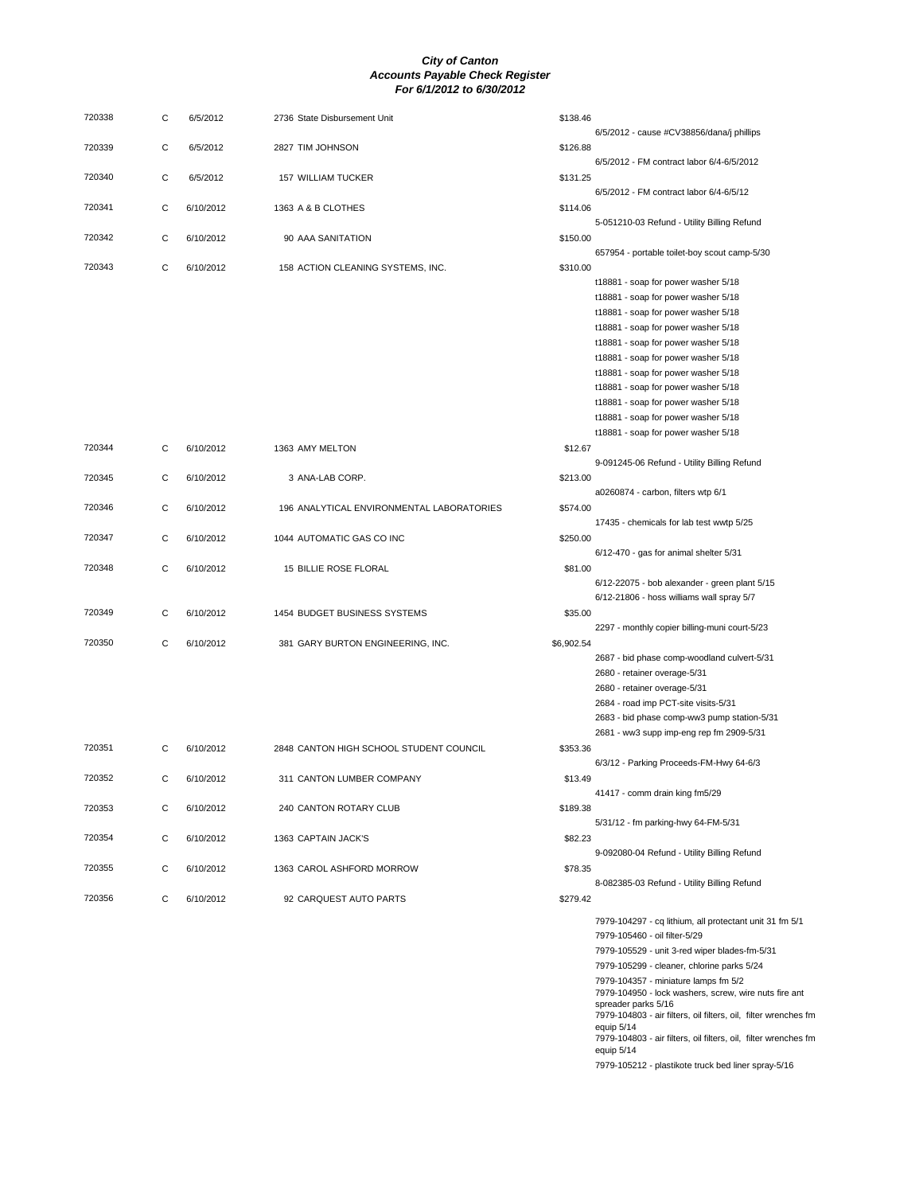***City of Canton***
***Accounts Payable Check Register***
***For 6/1/2012 to 6/30/2012***

| Check # | Type | Date | Vendor | Amount | Description |
|---|---|---|---|---|---|
| 720338 | C | 6/5/2012 | 2736 State Disbursement Unit | $138.46 | |
| | | | | | 6/5/2012 - cause #CV38856/dana/j phillips |
| 720339 | C | 6/5/2012 | 2827 TIM JOHNSON | $126.88 | |
| | | | | | 6/5/2012 - FM contract labor 6/4-6/5/2012 |
| 720340 | C | 6/5/2012 | 157 WILLIAM TUCKER | $131.25 | |
| | | | | | 6/5/2012 - FM contract labor 6/4-6/5/12 |
| 720341 | C | 6/10/2012 | 1363 A & B CLOTHES | $114.06 | |
| | | | | | 5-051210-03 Refund - Utility Billing Refund |
| 720342 | C | 6/10/2012 | 90 AAA SANITATION | $150.00 | |
| | | | | | 657954 - portable toilet-boy scout camp-5/30 |
| 720343 | C | 6/10/2012 | 158 ACTION CLEANING SYSTEMS, INC. | $310.00 | |
| | | | | | t18881 - soap for power washer 5/18 |
| | | | | | t18881 - soap for power washer 5/18 |
| | | | | | t18881 - soap for power washer 5/18 |
| | | | | | t18881 - soap for power washer 5/18 |
| | | | | | t18881 - soap for power washer 5/18 |
| | | | | | t18881 - soap for power washer 5/18 |
| | | | | | t18881 - soap for power washer 5/18 |
| | | | | | t18881 - soap for power washer 5/18 |
| | | | | | t18881 - soap for power washer 5/18 |
| | | | | | t18881 - soap for power washer 5/18 |
| | | | | | t18881 - soap for power washer 5/18 |
| 720344 | C | 6/10/2012 | 1363 AMY MELTON | $12.67 | |
| | | | | | 9-091245-06 Refund - Utility Billing Refund |
| 720345 | C | 6/10/2012 | 3 ANA-LAB CORP. | $213.00 | |
| | | | | | a0260874 - carbon, filters wtp 6/1 |
| 720346 | C | 6/10/2012 | 196 ANALYTICAL ENVIRONMENTAL LABORATORIES | $574.00 | |
| | | | | | 17435 - chemicals for lab test wwtp 5/25 |
| 720347 | C | 6/10/2012 | 1044 AUTOMATIC GAS CO INC | $250.00 | |
| | | | | | 6/12-470 - gas for animal shelter 5/31 |
| 720348 | C | 6/10/2012 | 15 BILLIE ROSE FLORAL | $81.00 | |
| | | | | | 6/12-22075 - bob alexander - green plant 5/15 |
| | | | | | 6/12-21806 - hoss williams wall spray 5/7 |
| 720349 | C | 6/10/2012 | 1454 BUDGET BUSINESS SYSTEMS | $35.00 | |
| | | | | | 2297 - monthly copier billing-muni court-5/23 |
| 720350 | C | 6/10/2012 | 381 GARY BURTON ENGINEERING, INC. | $6,902.54 | |
| | | | | | 2687 - bid phase comp-woodland culvert-5/31 |
| | | | | | 2680 - retainer overage-5/31 |
| | | | | | 2680 - retainer overage-5/31 |
| | | | | | 2684 - road imp PCT-site visits-5/31 |
| | | | | | 2683 - bid phase comp-ww3 pump station-5/31 |
| | | | | | 2681 - ww3 supp imp-eng rep fm 2909-5/31 |
| 720351 | C | 6/10/2012 | 2848 CANTON HIGH SCHOOL STUDENT COUNCIL | $353.36 | |
| | | | | | 6/3/12 - Parking Proceeds-FM-Hwy 64-6/3 |
| 720352 | C | 6/10/2012 | 311 CANTON LUMBER COMPANY | $13.49 | |
| | | | | | 41417 - comm drain king fm5/29 |
| 720353 | C | 6/10/2012 | 240 CANTON ROTARY CLUB | $189.38 | |
| | | | | | 5/31/12 - fm parking-hwy 64-FM-5/31 |
| 720354 | C | 6/10/2012 | 1363 CAPTAIN JACK'S | $82.23 | |
| | | | | | 9-092080-04 Refund - Utility Billing Refund |
| 720355 | C | 6/10/2012 | 1363 CAROL ASHFORD MORROW | $78.35 | |
| | | | | | 8-082385-03 Refund - Utility Billing Refund |
| 720356 | C | 6/10/2012 | 92 CARQUEST AUTO PARTS | $279.42 | |
| | | | | | 7979-104297 - cq lithium, all protectant unit 31 fm 5/1 |
| | | | | | 7979-105460 - oil filter-5/29 |
| | | | | | 7979-105529 - unit 3-red wiper blades-fm-5/31 |
| | | | | | 7979-105299 - cleaner, chlorine parks 5/24 |
| | | | | | 7979-104357 - miniature lamps fm 5/2 |
| | | | | | 7979-104950 - lock washers, screw, wire nuts fire ant spreader parks 5/16 |
| | | | | | 7979-104803 - air filters, oil filters, oil, filter wrenches fm equip 5/14 |
| | | | | | 7979-104803 - air filters, oil filters, oil, filter wrenches fm equip 5/14 |
| | | | | | 7979-105212 - plastikote truck bed liner spray-5/16 |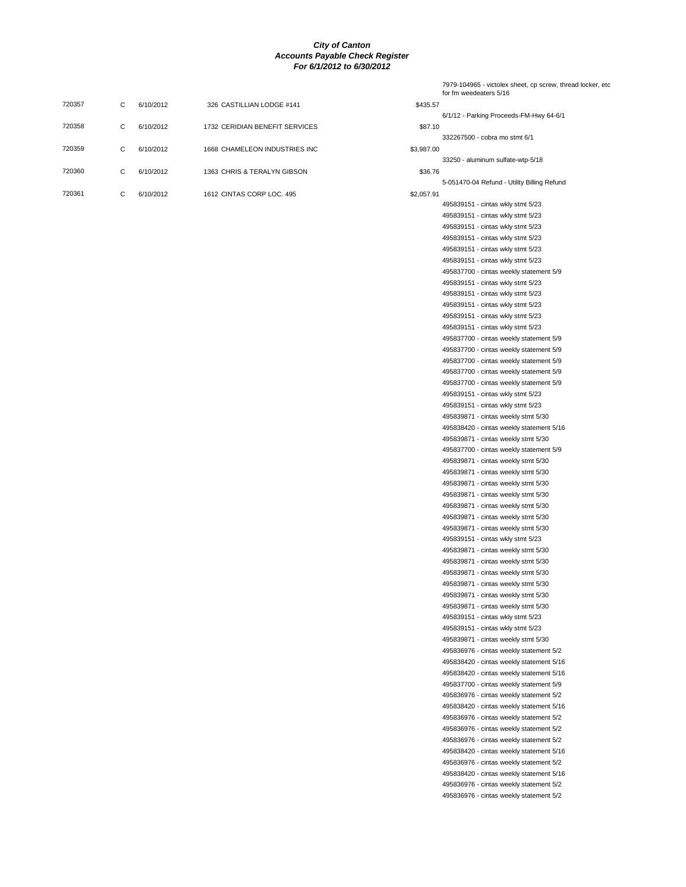***City of Canton***
***Accounts Payable Check Register***
***For 6/1/2012 to 6/30/2012***

| Check | Type | Date | Vendor | Amount | Description |
|---|---|---|---|---|---|
| | | | | | 7979-104965 - victolex sheet, cp screw, thread locker, etc for fm weedeaters 5/16 |
| 720357 | C | 6/10/2012 | 326 CASTILLIAN LODGE #141 | $435.57 | |
| | | | | | 6/1/12 - Parking Proceeds-FM-Hwy 64-6/1 |
| 720358 | C | 6/10/2012 | 1732 CERIDIAN BENEFIT SERVICES | $87.10 | |
| | | | | | 332267500 - cobra mo stmt 6/1 |
| 720359 | C | 6/10/2012 | 1668 CHAMELEON INDUSTRIES INC | $3,987.00 | |
| | | | | | 33250 - aluminum sulfate-wtp-5/18 |
| 720360 | C | 6/10/2012 | 1363 CHRIS & TERALYN GIBSON | $36.76 | |
| | | | | | 5-051470-04 Refund - Utility Billing Refund |
| 720361 | C | 6/10/2012 | 1612 CINTAS CORP LOC. 495 | $2,057.91 | |
| | | | | | 495839151 - cintas wkly stmt 5/23 |
| | | | | | 495839151 - cintas wkly stmt 5/23 |
| | | | | | 495839151 - cintas wkly stmt 5/23 |
| | | | | | 495839151 - cintas wkly stmt 5/23 |
| | | | | | 495839151 - cintas wkly stmt 5/23 |
| | | | | | 495839151 - cintas wkly stmt 5/23 |
| | | | | | 495837700 - cintas weekly statement 5/9 |
| | | | | | 495839151 - cintas wkly stmt 5/23 |
| | | | | | 495839151 - cintas wkly stmt 5/23 |
| | | | | | 495839151 - cintas wkly stmt 5/23 |
| | | | | | 495839151 - cintas wkly stmt 5/23 |
| | | | | | 495839151 - cintas wkly stmt 5/23 |
| | | | | | 495837700 - cintas weekly statement 5/9 |
| | | | | | 495837700 - cintas weekly statement 5/9 |
| | | | | | 495837700 - cintas weekly statement 5/9 |
| | | | | | 495837700 - cintas weekly statement 5/9 |
| | | | | | 495837700 - cintas weekly statement 5/9 |
| | | | | | 495839151 - cintas wkly stmt 5/23 |
| | | | | | 495839151 - cintas wkly stmt 5/23 |
| | | | | | 495839871 - cintas weekly stmt 5/30 |
| | | | | | 495838420 - cintas weekly statement 5/16 |
| | | | | | 495839871 - cintas weekly stmt 5/30 |
| | | | | | 495837700 - cintas weekly statement 5/9 |
| | | | | | 495839871 - cintas weekly stmt 5/30 |
| | | | | | 495839871 - cintas weekly stmt 5/30 |
| | | | | | 495839871 - cintas weekly stmt 5/30 |
| | | | | | 495839871 - cintas weekly stmt 5/30 |
| | | | | | 495839871 - cintas weekly stmt 5/30 |
| | | | | | 495839871 - cintas weekly stmt 5/30 |
| | | | | | 495839871 - cintas weekly stmt 5/30 |
| | | | | | 495839151 - cintas wkly stmt 5/23 |
| | | | | | 495839871 - cintas weekly stmt 5/30 |
| | | | | | 495839871 - cintas weekly stmt 5/30 |
| | | | | | 495839871 - cintas weekly stmt 5/30 |
| | | | | | 495839871 - cintas weekly stmt 5/30 |
| | | | | | 495839871 - cintas weekly stmt 5/30 |
| | | | | | 495839871 - cintas weekly stmt 5/30 |
| | | | | | 495839151 - cintas wkly stmt 5/23 |
| | | | | | 495839151 - cintas wkly stmt 5/23 |
| | | | | | 495839871 - cintas weekly stmt 5/30 |
| | | | | | 495836976 - cintas weekly statement 5/2 |
| | | | | | 495838420 - cintas weekly statement 5/16 |
| | | | | | 495838420 - cintas weekly statement 5/16 |
| | | | | | 495837700 - cintas weekly statement 5/9 |
| | | | | | 495836976 - cintas weekly statement 5/2 |
| | | | | | 495838420 - cintas weekly statement 5/16 |
| | | | | | 495836976 - cintas weekly statement 5/2 |
| | | | | | 495836976 - cintas weekly statement 5/2 |
| | | | | | 495836976 - cintas weekly statement 5/2 |
| | | | | | 495838420 - cintas weekly statement 5/16 |
| | | | | | 495836976 - cintas weekly statement 5/2 |
| | | | | | 495838420 - cintas weekly statement 5/16 |
| | | | | | 495836976 - cintas weekly statement 5/2 |
| | | | | | 495836976 - cintas weekly statement 5/2 |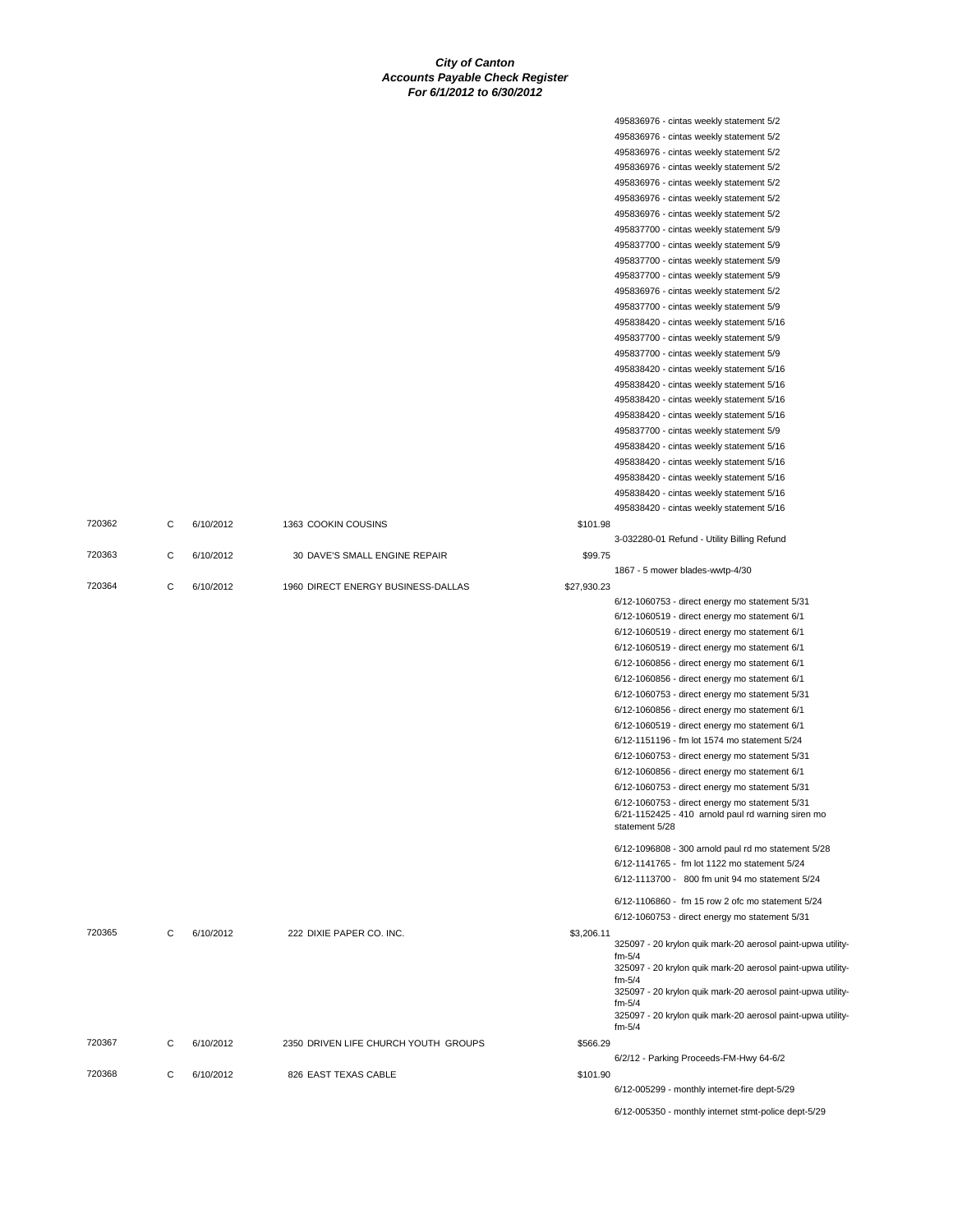**City of Canton**
**Accounts Payable Check Register**
**For 6/1/2012 to 6/30/2012**

| Check | Type | Date | Vendor | Amount | Description |
|---|---|---|---|---|---|
| | | | | | 495836976 - cintas weekly statement 5/2 |
| | | | | | 495836976 - cintas weekly statement 5/2 |
| | | | | | 495836976 - cintas weekly statement 5/2 |
| | | | | | 495836976 - cintas weekly statement 5/2 |
| | | | | | 495836976 - cintas weekly statement 5/2 |
| | | | | | 495836976 - cintas weekly statement 5/2 |
| | | | | | 495836976 - cintas weekly statement 5/2 |
| | | | | | 495837700 - cintas weekly statement 5/9 |
| | | | | | 495837700 - cintas weekly statement 5/9 |
| | | | | | 495837700 - cintas weekly statement 5/9 |
| | | | | | 495837700 - cintas weekly statement 5/9 |
| | | | | | 495836976 - cintas weekly statement 5/2 |
| | | | | | 495837700 - cintas weekly statement 5/9 |
| | | | | | 495838420 - cintas weekly statement 5/16 |
| | | | | | 495837700 - cintas weekly statement 5/9 |
| | | | | | 495837700 - cintas weekly statement 5/9 |
| | | | | | 495838420 - cintas weekly statement 5/16 |
| | | | | | 495838420 - cintas weekly statement 5/16 |
| | | | | | 495838420 - cintas weekly statement 5/16 |
| | | | | | 495838420 - cintas weekly statement 5/16 |
| | | | | | 495837700 - cintas weekly statement 5/9 |
| | | | | | 495838420 - cintas weekly statement 5/16 |
| | | | | | 495838420 - cintas weekly statement 5/16 |
| | | | | | 495838420 - cintas weekly statement 5/16 |
| | | | | | 495838420 - cintas weekly statement 5/16 |
| | | | | | 495838420 - cintas weekly statement 5/16 |
| 720362 | C | 6/10/2012 | 1363 COOKIN COUSINS | $101.98 | |
| | | | | | 3-032280-01 Refund - Utility Billing Refund |
| 720363 | C | 6/10/2012 | 30 DAVE'S SMALL ENGINE REPAIR | $99.75 | |
| | | | | | 1867 - 5 mower blades-wwtp-4/30 |
| 720364 | C | 6/10/2012 | 1960 DIRECT ENERGY BUSINESS-DALLAS | $27,930.23 | |
| | | | | | 6/12-1060753 - direct energy mo statement 5/31 |
| | | | | | 6/12-1060519 - direct energy mo statement 6/1 |
| | | | | | 6/12-1060519 - direct energy mo statement 6/1 |
| | | | | | 6/12-1060519 - direct energy mo statement 6/1 |
| | | | | | 6/12-1060856 - direct energy mo statement 6/1 |
| | | | | | 6/12-1060856 - direct energy mo statement 6/1 |
| | | | | | 6/12-1060753 - direct energy mo statement 5/31 |
| | | | | | 6/12-1060856 - direct energy mo statement 6/1 |
| | | | | | 6/12-1060519 - direct energy mo statement 6/1 |
| | | | | | 6/12-1151196 - fm lot 1574 mo statement 5/24 |
| | | | | | 6/12-1060753 - direct energy mo statement 5/31 |
| | | | | | 6/12-1060856 - direct energy mo statement 6/1 |
| | | | | | 6/12-1060753 - direct energy mo statement 5/31 |
| | | | | | 6/12-1060753 - direct energy mo statement 5/31 |
| | | | | | 6/21-1152425 - 410 arnold paul rd warning siren mo statement 5/28 |
| | | | | | 6/12-1096808 - 300 arnold paul rd mo statement 5/28 |
| | | | | | 6/12-1141765 - fm lot 1122 mo statement 5/24 |
| | | | | | 6/12-1113700 - 800 fm unit 94 mo statement 5/24 |
| | | | | | 6/12-1106860 - fm 15 row 2 ofc mo statement 5/24 |
| | | | | | 6/12-1060753 - direct energy mo statement 5/31 |
| 720365 | C | 6/10/2012 | 222 DIXIE PAPER CO. INC. | $3,206.11 | |
| | | | | | 325097 - 20 krylon quik mark-20 aerosol paint-upwa utility-fm-5/4 |
| | | | | | 325097 - 20 krylon quik mark-20 aerosol paint-upwa utility-fm-5/4 |
| | | | | | 325097 - 20 krylon quik mark-20 aerosol paint-upwa utility-fm-5/4 |
| | | | | | 325097 - 20 krylon quik mark-20 aerosol paint-upwa utility-fm-5/4 |
| 720367 | C | 6/10/2012 | 2350 DRIVEN LIFE CHURCH YOUTH GROUPS | $566.29 | |
| | | | | | 6/2/12 - Parking Proceeds-FM-Hwy 64-6/2 |
| 720368 | C | 6/10/2012 | 826 EAST TEXAS CABLE | $101.90 | |
| | | | | | 6/12-005299 - monthly internet-fire dept-5/29 |
| | | | | | 6/12-005350 - monthly internet stmt-police dept-5/29 |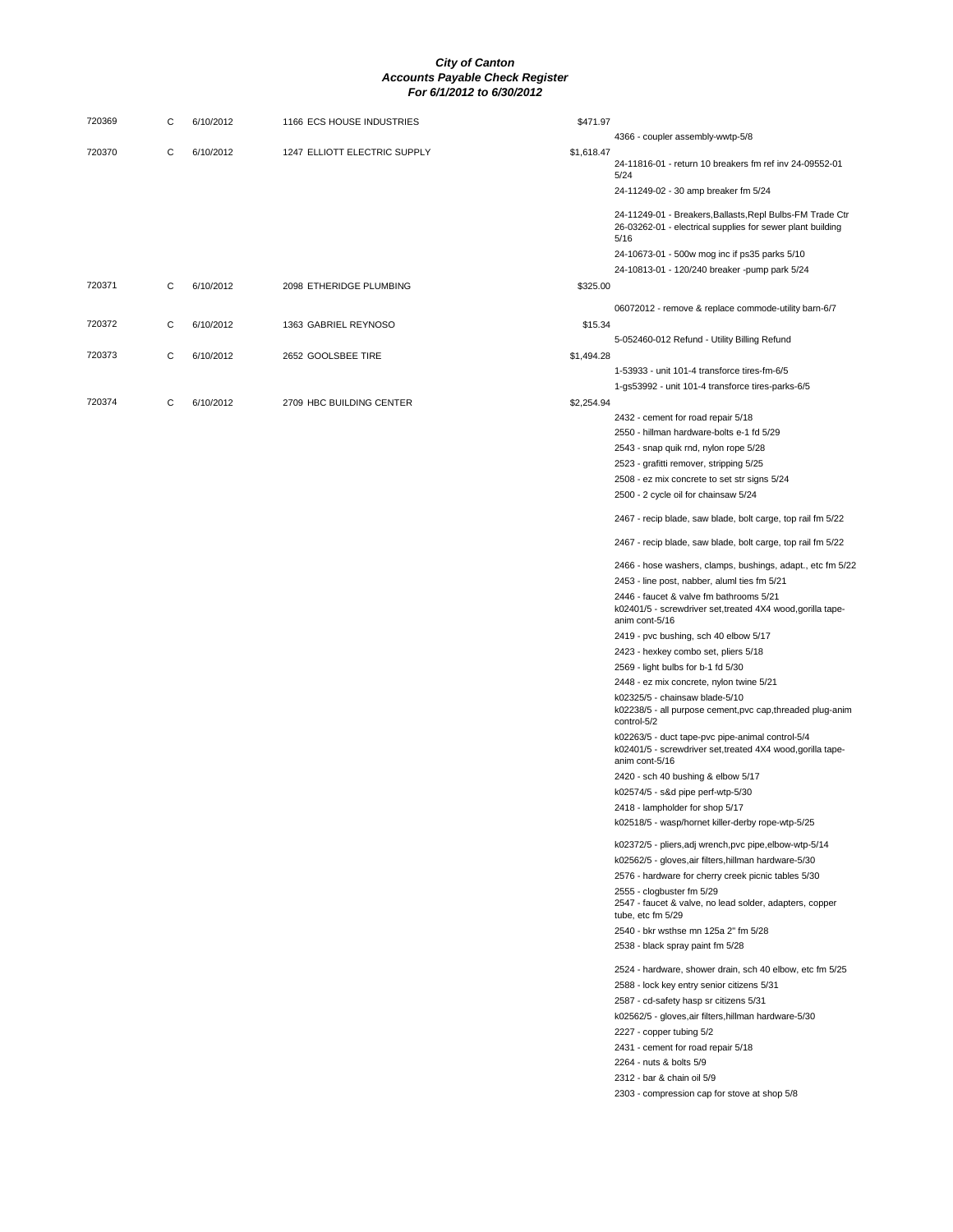# City of Canton
## Accounts Payable Check Register
### For 6/1/2012 to 6/30/2012

| Check # | Type | Date | Vendor | Amount | Description |
|---|---|---|---|---|---|
| 720369 | C | 6/10/2012 | 1166 ECS HOUSE INDUSTRIES | $471.97 | |
| | | | | | 4366 - coupler assembly-wwtp-5/8 |
| 720370 | C | 6/10/2012 | 1247 ELLIOTT ELECTRIC SUPPLY | $1,618.47 | |
| | | | | | 24-11816-01 - return 10 breakers fm ref inv 24-09552-01 5/24 |
| | | | | | 24-11249-02 - 30 amp breaker fm 5/24 |
| | | | | | 24-11249-01 - Breakers,Ballasts,Repl Bulbs-FM Trade Ctr |
| | | | | | 26-03262-01 - electrical supplies for sewer plant building 5/16 |
| | | | | | 24-10673-01 - 500w mog inc if ps35 parks 5/10 |
| | | | | | 24-10813-01 - 120/240 breaker -pump park 5/24 |
| 720371 | C | 6/10/2012 | 2098 ETHERIDGE PLUMBING | $325.00 | |
| | | | | | 06072012 - remove & replace commode-utility barn-6/7 |
| 720372 | C | 6/10/2012 | 1363 GABRIEL REYNOSO | $15.34 | |
| | | | | | 5-052460-012 Refund - Utility Billing Refund |
| 720373 | C | 6/10/2012 | 2652 GOOLSBEE TIRE | $1,494.28 | |
| | | | | | 1-53933 - unit 101-4 transforce tires-fm-6/5 |
| | | | | | 1-gs53992 - unit 101-4 transforce tires-parks-6/5 |
| 720374 | C | 6/10/2012 | 2709 HBC BUILDING CENTER | $2,254.94 | |
| | | | | | 2432 - cement for road repair 5/18 |
| | | | | | 2550 - hillman hardware-bolts e-1 fd 5/29 |
| | | | | | 2543 - snap quik rnd, nylon rope 5/28 |
| | | | | | 2523 - grafitti remover, stripping 5/25 |
| | | | | | 2508 - ez mix concrete to set str signs 5/24 |
| | | | | | 2500 - 2 cycle oil for chainsaw 5/24 |
| | | | | | 2467 - recip blade, saw blade, bolt carge, top rail fm 5/22 |
| | | | | | 2467 - recip blade, saw blade, bolt carge, top rail fm 5/22 |
| | | | | | 2466 - hose washers, clamps, bushings, adapt., etc fm 5/22 |
| | | | | | 2453 - line post, nabber, aluml ties fm 5/21 |
| | | | | | 2446 - faucet & valve fm bathrooms 5/21 |
| | | | | | k02401/5 - screwdriver set,treated 4X4 wood,gorilla tape-anim cont-5/16 |
| | | | | | 2419 - pvc bushing, sch 40 elbow 5/17 |
| | | | | | 2423 - hexkey combo set, pliers 5/18 |
| | | | | | 2569 - light bulbs for b-1 fd 5/30 |
| | | | | | 2448 - ez mix concrete, nylon twine 5/21 |
| | | | | | k02325/5 - chainsaw blade-5/10 |
| | | | | | k02238/5 - all purpose cement,pvc cap,threaded plug-anim control-5/2 |
| | | | | | k02263/5 - duct tape-pvc pipe-animal control-5/4 |
| | | | | | k02401/5 - screwdriver set,treated 4X4 wood,gorilla tape-anim cont-5/16 |
| | | | | | 2420 - sch 40 bushing & elbow 5/17 |
| | | | | | k02574/5 - s&d pipe perf-wtp-5/30 |
| | | | | | 2418 - lampholder for shop 5/17 |
| | | | | | k02518/5 - wasp/hornet killer-derby rope-wtp-5/25 |
| | | | | | k02372/5 - pliers,adj wrench,pvc pipe,elbow-wtp-5/14 |
| | | | | | k02562/5 - gloves,air filters,hillman hardware-5/30 |
| | | | | | 2576 - hardware for cherry creek picnic tables 5/30 |
| | | | | | 2555 - clogbuster fm 5/29 |
| | | | | | 2547 - faucet & valve, no lead solder, adapters, copper tube, etc fm 5/29 |
| | | | | | 2540 - bkr wsthse mn 125a 2" fm 5/28 |
| | | | | | 2538 - black spray paint fm 5/28 |
| | | | | | 2524 - hardware, shower drain, sch 40 elbow, etc fm 5/25 |
| | | | | | 2588 - lock key entry senior citizens 5/31 |
| | | | | | 2587 - cd-safety hasp sr citizens 5/31 |
| | | | | | k02562/5 - gloves,air filters,hillman hardware-5/30 |
| | | | | | 2227 - copper tubing 5/2 |
| | | | | | 2431 - cement for road repair 5/18 |
| | | | | | 2264 - nuts & bolts 5/9 |
| | | | | | 2312 - bar & chain oil 5/9 |
| | | | | | 2303 - compression cap for stove at shop 5/8 |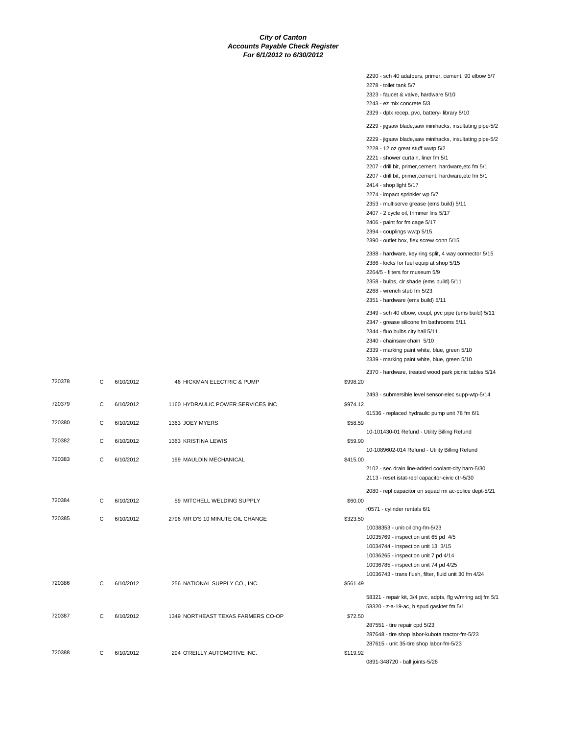**City of Canton**
**Accounts Payable Check Register**
**For 6/1/2012 to 6/30/2012**

| Check | Type | Date | Vendor | Amount | Description |
|---|---|---|---|---|---|
| | | | | | 2290 - sch 40 adatpers, primer, cement, 90 elbow 5/7 |
| | | | | | 2278 - toilet tank 5/7 |
| | | | | | 2323 - faucet & valve, hardware 5/10 |
| | | | | | 2243 - ez mix concrete 5/3 |
| | | | | | 2329 - dplx recep, pvc, battery- library 5/10 |
| | | | | | 2229 - jigsaw blade,saw minihacks, insultating pipe-5/2 |
| | | | | | 2229 - jigsaw blade,saw minihacks, insultating pipe-5/2 |
| | | | | | 2228 - 12 oz great stuff wwtp 5/2 |
| | | | | | 2221 - shower curtain, liner fm 5/1 |
| | | | | | 2207 - drill bit, primer,cement, hardware,etc fm 5/1 |
| | | | | | 2207 - drill bit, primer,cement, hardware,etc fm 5/1 |
| | | | | | 2414 - shop light 5/17 |
| | | | | | 2274 - impact sprinkler wp 5/7 |
| | | | | | 2353 - multiserve grease (ems build) 5/11 |
| | | | | | 2407 - 2 cycle oil, trimmer lins 5/17 |
| | | | | | 2406 - paint for fm cage 5/17 |
| | | | | | 2394 - couplings wwtp 5/15 |
| | | | | | 2390 - outlet box, flex screw conn 5/15 |
| | | | | | 2388 - hardware, key ring split, 4 way connector 5/15 |
| | | | | | 2386 - locks for fuel equip at shop 5/15 |
| | | | | | 2264/5 - filters for museum 5/9 |
| | | | | | 2358 - bulbs, clr shade (ems build) 5/11 |
| | | | | | 2268 - wrench stub fm 5/23 |
| | | | | | 2351 - hardware (ems build) 5/11 |
| | | | | | 2349 - sch 40 elbow, coupl, pvc pipe (ems build) 5/11 |
| | | | | | 2347 - grease silicone fm bathrooms 5/11 |
| | | | | | 2344 - fluo bulbs city hall 5/11 |
| | | | | | 2340 - chainsaw chain 5/10 |
| | | | | | 2339 - marking paint white, blue, green 5/10 |
| | | | | | 2339 - marking paint white, blue, green 5/10 |
| | | | | | 2370 - hardware, treated wood park picnic tables 5/14 |
| 720378 | C | 6/10/2012 | 46 HICKMAN ELECTRIC & PUMP | $998.20 | |
| | | | | | 2493 - submersible level sensor-elec supp-wtp-5/14 |
| 720379 | C | 6/10/2012 | 1160 HYDRAULIC POWER SERVICES INC | $974.12 | |
| | | | | | 61536 - replaced hydraulic pump unit 78 fm 6/1 |
| 720380 | C | 6/10/2012 | 1363 JOEY MYERS | $58.59 | |
| | | | | | 10-101430-01 Refund - Utility Billing Refund |
| 720382 | C | 6/10/2012 | 1363 KRISTINA LEWIS | $59.90 | |
| | | | | | 10-1089602-014 Refund - Utility Billing Refund |
| 720383 | C | 6/10/2012 | 199 MAULDIN MECHANICAL | $415.00 | |
| | | | | | 2102 - sec drain line-added coolant-city barn-5/30 |
| | | | | | 2113 - reset istat-repl capacitor-civic ctr-5/30 |
| | | | | | 2080 - repl capacitor on squad rm ac-police dept-5/21 |
| 720384 | C | 6/10/2012 | 59 MITCHELL WELDING SUPPLY | $60.00 | |
| | | | | | r0571 - cylinder rentals 6/1 |
| 720385 | C | 6/10/2012 | 2796 MR D'S 10 MINUTE OIL CHANGE | $323.50 | |
| | | | | | 10038353 - unit-oil chg-fm-5/23 |
| | | | | | 10035769 - inspection unit 65 pd 4/5 |
| | | | | | 10034744 - inspection unit 13 3/15 |
| | | | | | 10036265 - inspection unit 7 pd 4/14 |
| | | | | | 10036785 - inspection unit 74 pd 4/25 |
| | | | | | 10036743 - trans flush, filter, fluid unit 30 fm 4/24 |
| 720386 | C | 6/10/2012 | 256 NATIONAL SUPPLY CO., INC. | $561.49 | |
| | | | | | 58321 - repair kit, 3/4 pvc, adpts, flg w/mring adj fm 5/1 |
| | | | | | 58320 - z-a-19-ac, h spud gasktet fm 5/1 |
| 720387 | C | 6/10/2012 | 1349 NORTHEAST TEXAS FARMERS CO-OP | $72.50 | |
| | | | | | 287551 - tire repair cpd 5/23 |
| | | | | | 287648 - tire shop labor-kubota tractor-fm-5/23 |
| | | | | | 287615 - unit 35-tire shop labor-fm-5/23 |
| 720388 | C | 6/10/2012 | 294 O'REILLY AUTOMOTIVE INC. | $119.92 | |
| | | | | | 0891-348720 - ball joints-5/26 |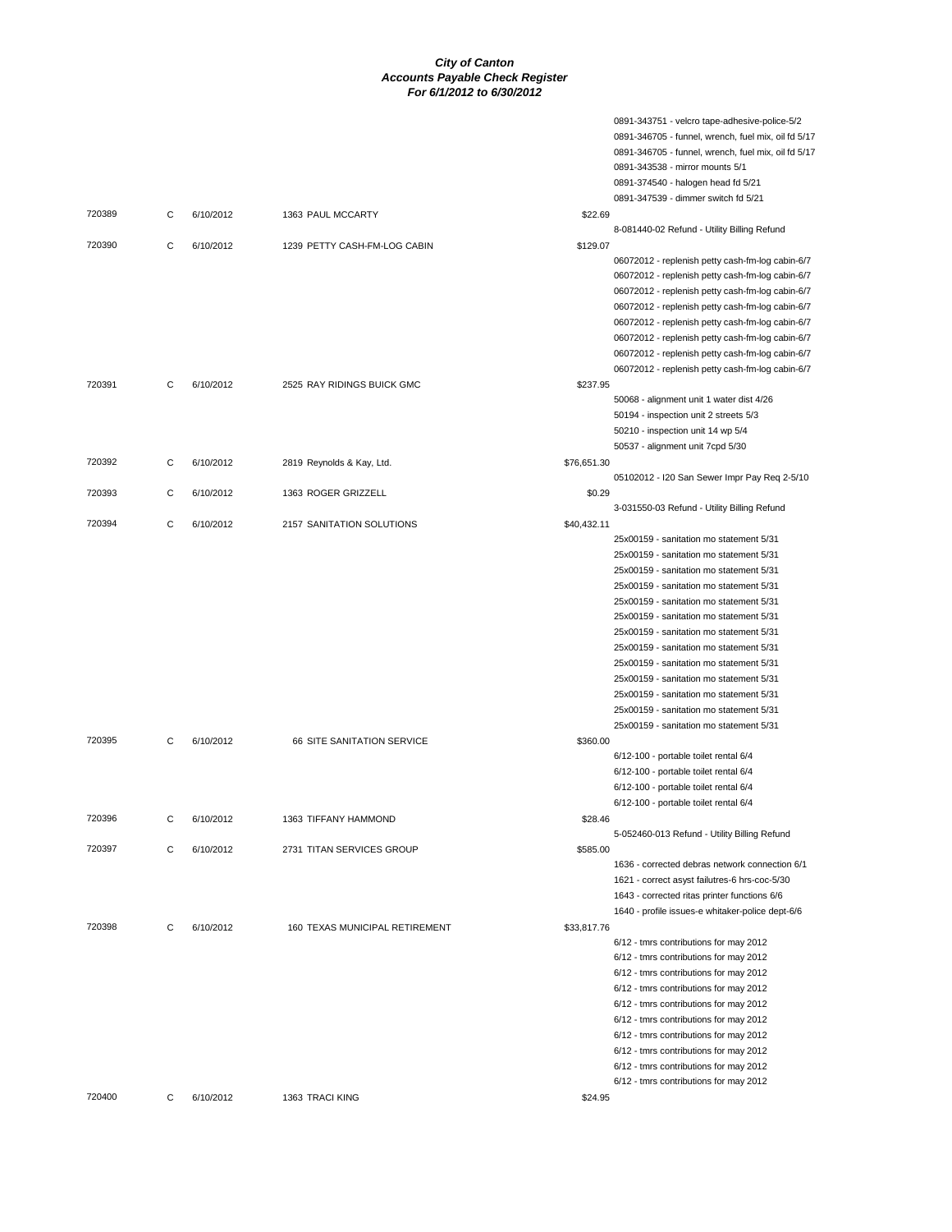**City of Canton**
**Accounts Payable Check Register**
**For 6/1/2012 to 6/30/2012**

| Check | Type | Date | Vendor | Amount | Description |
|---|---|---|---|---|---|
| | | | | | 0891-343751 - velcro tape-adhesive-police-5/2 |
| | | | | | 0891-346705 - funnel, wrench, fuel mix, oil fd 5/17 |
| | | | | | 0891-346705 - funnel, wrench, fuel mix, oil fd 5/17 |
| | | | | | 0891-343538 - mirror mounts 5/1 |
| | | | | | 0891-374540 - halogen head fd 5/21 |
| | | | | | 0891-347539 - dimmer switch fd 5/21 |
| 720389 | C | 6/10/2012 | 1363 PAUL MCCARTY | $22.69 | |
| | | | | | 8-081440-02 Refund - Utility Billing Refund |
| 720390 | C | 6/10/2012 | 1239 PETTY CASH-FM-LOG CABIN | $129.07 | |
| | | | | | 06072012 - replenish petty cash-fm-log cabin-6/7 |
| | | | | | 06072012 - replenish petty cash-fm-log cabin-6/7 |
| | | | | | 06072012 - replenish petty cash-fm-log cabin-6/7 |
| | | | | | 06072012 - replenish petty cash-fm-log cabin-6/7 |
| | | | | | 06072012 - replenish petty cash-fm-log cabin-6/7 |
| | | | | | 06072012 - replenish petty cash-fm-log cabin-6/7 |
| | | | | | 06072012 - replenish petty cash-fm-log cabin-6/7 |
| | | | | | 06072012 - replenish petty cash-fm-log cabin-6/7 |
| 720391 | C | 6/10/2012 | 2525 RAY RIDINGS BUICK GMC | $237.95 | |
| | | | | | 50068 - alignment unit 1 water dist 4/26 |
| | | | | | 50194 - inspection unit 2 streets 5/3 |
| | | | | | 50210 - inspection unit 14 wp 5/4 |
| | | | | | 50537 - alignment unit 7cpd 5/30 |
| 720392 | C | 6/10/2012 | 2819 Reynolds & Kay, Ltd. | $76,651.30 | |
| | | | | | 05102012 - I20 San Sewer Impr Pay Req 2-5/10 |
| 720393 | C | 6/10/2012 | 1363 ROGER GRIZZELL | $0.29 | |
| | | | | | 3-031550-03 Refund - Utility Billing Refund |
| 720394 | C | 6/10/2012 | 2157 SANITATION SOLUTIONS | $40,432.11 | |
| | | | | | 25x00159 - sanitation mo statement 5/31 |
| | | | | | 25x00159 - sanitation mo statement 5/31 |
| | | | | | 25x00159 - sanitation mo statement 5/31 |
| | | | | | 25x00159 - sanitation mo statement 5/31 |
| | | | | | 25x00159 - sanitation mo statement 5/31 |
| | | | | | 25x00159 - sanitation mo statement 5/31 |
| | | | | | 25x00159 - sanitation mo statement 5/31 |
| | | | | | 25x00159 - sanitation mo statement 5/31 |
| | | | | | 25x00159 - sanitation mo statement 5/31 |
| | | | | | 25x00159 - sanitation mo statement 5/31 |
| | | | | | 25x00159 - sanitation mo statement 5/31 |
| | | | | | 25x00159 - sanitation mo statement 5/31 |
| | | | | | 25x00159 - sanitation mo statement 5/31 |
| 720395 | C | 6/10/2012 | 66 SITE SANITATION SERVICE | $360.00 | |
| | | | | | 6/12-100 - portable toilet rental 6/4 |
| | | | | | 6/12-100 - portable toilet rental 6/4 |
| | | | | | 6/12-100 - portable toilet rental 6/4 |
| | | | | | 6/12-100 - portable toilet rental 6/4 |
| 720396 | C | 6/10/2012 | 1363 TIFFANY HAMMOND | $28.46 | |
| | | | | | 5-052460-013 Refund - Utility Billing Refund |
| 720397 | C | 6/10/2012 | 2731 TITAN SERVICES GROUP | $585.00 | |
| | | | | | 1636 - corrected debras network connection 6/1 |
| | | | | | 1621 - correct asyst failutres-6 hrs-coc-5/30 |
| | | | | | 1643 - corrected ritas printer functions 6/6 |
| | | | | | 1640 - profile issues-e whitaker-police dept-6/6 |
| 720398 | C | 6/10/2012 | 160 TEXAS MUNICIPAL RETIREMENT | $33,817.76 | |
| | | | | | 6/12 - tmrs contributions for may 2012 |
| | | | | | 6/12 - tmrs contributions for may 2012 |
| | | | | | 6/12 - tmrs contributions for may 2012 |
| | | | | | 6/12 - tmrs contributions for may 2012 |
| | | | | | 6/12 - tmrs contributions for may 2012 |
| | | | | | 6/12 - tmrs contributions for may 2012 |
| | | | | | 6/12 - tmrs contributions for may 2012 |
| | | | | | 6/12 - tmrs contributions for may 2012 |
| | | | | | 6/12 - tmrs contributions for may 2012 |
| | | | | | 6/12 - tmrs contributions for may 2012 |
| 720400 | C | 6/10/2012 | 1363 TRACI KING | $24.95 | |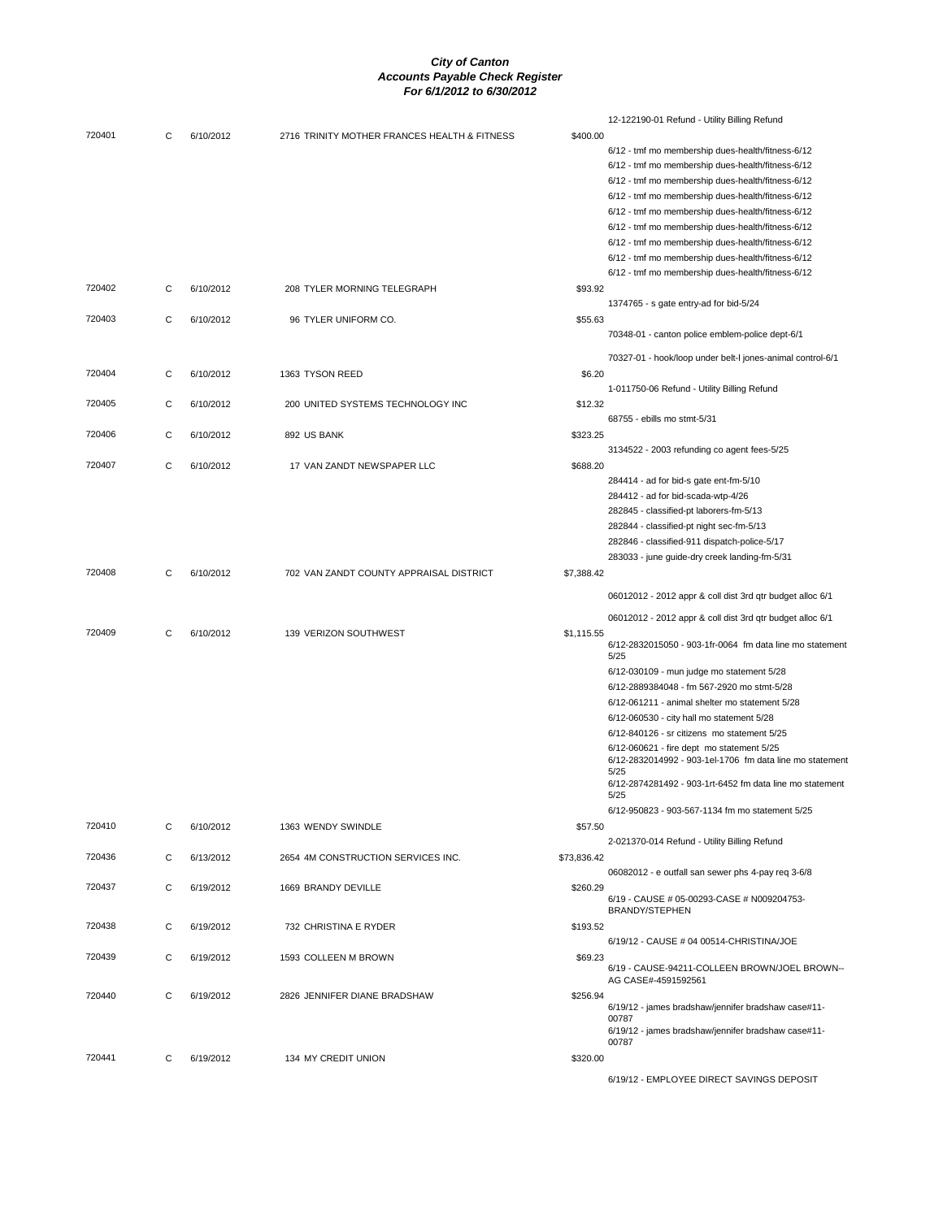# City of Canton
## Accounts Payable Check Register
### For 6/1/2012 to 6/30/2012

| Check # | Type | Date | Vendor | Amount | Description |
|---|---|---|---|---|---|
| | | | | | 12-122190-01 Refund - Utility Billing Refund |
| 720401 | C | 6/10/2012 | 2716 TRINITY MOTHER FRANCES HEALTH & FITNESS | $400.00 | |
| | | | | | 6/12 - tmf mo membership dues-health/fitness-6/12 |
| | | | | | 6/12 - tmf mo membership dues-health/fitness-6/12 |
| | | | | | 6/12 - tmf mo membership dues-health/fitness-6/12 |
| | | | | | 6/12 - tmf mo membership dues-health/fitness-6/12 |
| | | | | | 6/12 - tmf mo membership dues-health/fitness-6/12 |
| | | | | | 6/12 - tmf mo membership dues-health/fitness-6/12 |
| | | | | | 6/12 - tmf mo membership dues-health/fitness-6/12 |
| | | | | | 6/12 - tmf mo membership dues-health/fitness-6/12 |
| | | | | | 6/12 - tmf mo membership dues-health/fitness-6/12 |
| 720402 | C | 6/10/2012 | 208 TYLER MORNING TELEGRAPH | $93.92 | |
| | | | | | 1374765 - s gate entry-ad for bid-5/24 |
| 720403 | C | 6/10/2012 | 96 TYLER UNIFORM CO. | $55.63 | |
| | | | | | 70348-01 - canton police emblem-police dept-6/1 |
| | | | | | 70327-01 - hook/loop under belt-l jones-animal control-6/1 |
| 720404 | C | 6/10/2012 | 1363 TYSON REED | $6.20 | |
| | | | | | 1-011750-06 Refund - Utility Billing Refund |
| 720405 | C | 6/10/2012 | 200 UNITED SYSTEMS TECHNOLOGY INC | $12.32 | |
| | | | | | 68755 - ebills mo stmt-5/31 |
| 720406 | C | 6/10/2012 | 892 US BANK | $323.25 | |
| | | | | | 3134522 - 2003 refunding co agent fees-5/25 |
| 720407 | C | 6/10/2012 | 17 VAN ZANDT NEWSPAPER LLC | $688.20 | |
| | | | | | 284414 - ad for bid-s gate ent-fm-5/10 |
| | | | | | 284412 - ad for bid-scada-wtp-4/26 |
| | | | | | 282845 - classified-pt laborers-fm-5/13 |
| | | | | | 282844 - classified-pt night sec-fm-5/13 |
| | | | | | 282846 - classified-911 dispatch-police-5/17 |
| | | | | | 283033 - june guide-dry creek landing-fm-5/31 |
| 720408 | C | 6/10/2012 | 702 VAN ZANDT COUNTY APPRAISAL DISTRICT | $7,388.42 | |
| | | | | | 06012012 - 2012 appr & coll dist 3rd qtr budget alloc 6/1 |
| | | | | | 06012012 - 2012 appr & coll dist 3rd qtr budget alloc 6/1 |
| 720409 | C | 6/10/2012 | 139 VERIZON SOUTHWEST | $1,115.55 | |
| | | | | | 6/12-2832015050 - 903-1fr-0064 fm data line mo statement 5/25 |
| | | | | | 6/12-030109 - mun judge mo statement 5/28 |
| | | | | | 6/12-2889384048 - fm 567-2920 mo stmt-5/28 |
| | | | | | 6/12-061211 - animal shelter mo statement 5/28 |
| | | | | | 6/12-060530 - city hall mo statement 5/28 |
| | | | | | 6/12-840126 - sr citizens mo statement 5/25 |
| | | | | | 6/12-060621 - fire dept mo statement 5/25 |
| | | | | | 6/12-2832014992 - 903-1el-1706 fm data line mo statement 5/25 |
| | | | | | 6/12-2874281492 - 903-1rt-6452 fm data line mo statement 5/25 |
| | | | | | 6/12-950823 - 903-567-1134 fm mo statement 5/25 |
| 720410 | C | 6/10/2012 | 1363 WENDY SWINDLE | $57.50 | |
| | | | | | 2-021370-014 Refund - Utility Billing Refund |
| 720436 | C | 6/13/2012 | 2654 4M CONSTRUCTION SERVICES INC. | $73,836.42 | |
| | | | | | 06082012 - e outfall san sewer phs 4-pay req 3-6/8 |
| 720437 | C | 6/19/2012 | 1669 BRANDY DEVILLE | $260.29 | |
| | | | | | 6/19 - CAUSE # 05-00293-CASE # N009204753-BRANDY/STEPHEN |
| 720438 | C | 6/19/2012 | 732 CHRISTINA E RYDER | $193.52 | |
| | | | | | 6/19/12 - CAUSE # 04 00514-CHRISTINA/JOE |
| 720439 | C | 6/19/2012 | 1593 COLLEEN M BROWN | $69.23 | |
| | | | | | 6/19 - CAUSE-94211-COLLEEN BROWN/JOEL BROWN--AG CASE#-4591592561 |
| 720440 | C | 6/19/2012 | 2826 JENNIFER DIANE BRADSHAW | $256.94 | |
| | | | | | 6/19/12 - james bradshaw/jennifer bradshaw case#11-00787 |
| | | | | | 6/19/12 - james bradshaw/jennifer bradshaw case#11-00787 |
| 720441 | C | 6/19/2012 | 134 MY CREDIT UNION | $320.00 | |
| | | | | | 6/19/12 - EMPLOYEE DIRECT SAVINGS DEPOSIT |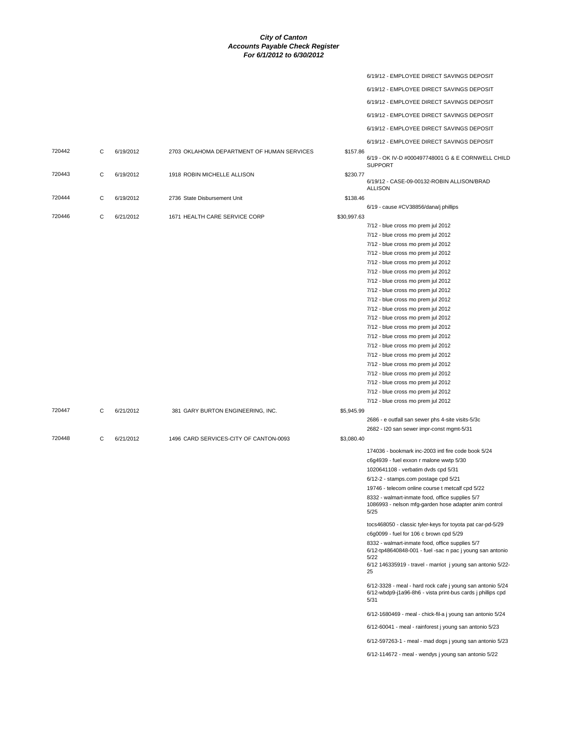***City of Canton***
***Accounts Payable Check Register***
***For 6/1/2012 to 6/30/2012***

| | | | | | |
|---|---|---|---|---|---|
| | | | | | 6/19/12 - EMPLOYEE DIRECT SAVINGS DEPOSIT |
| | | | | | 6/19/12 - EMPLOYEE DIRECT SAVINGS DEPOSIT |
| | | | | | 6/19/12 - EMPLOYEE DIRECT SAVINGS DEPOSIT |
| | | | | | 6/19/12 - EMPLOYEE DIRECT SAVINGS DEPOSIT |
| | | | | | 6/19/12 - EMPLOYEE DIRECT SAVINGS DEPOSIT |
| | | | | | 6/19/12 - EMPLOYEE DIRECT SAVINGS DEPOSIT |
| 720442 | C | 6/19/2012 | 2703 OKLAHOMA DEPARTMENT OF HUMAN SERVICES | $157.86 | |
| | | | | | 6/19 - OK IV-D #000497748001 G & E CORNWELL CHILD SUPPORT |
| 720443 | C | 6/19/2012 | 1918 ROBIN MICHELLE ALLISON | $230.77 | |
| | | | | | 6/19/12 - CASE-09-00132-ROBIN ALLISON/BRAD ALLISON |
| 720444 | C | 6/19/2012 | 2736 State Disbursement Unit | $138.46 | |
| | | | | | 6/19 - cause #CV38856/dana/j phillips |
| 720446 | C | 6/21/2012 | 1671 HEALTH CARE SERVICE CORP | $30,997.63 | |
| | | | | | 7/12 - blue cross mo prem jul 2012 |
| | | | | | 7/12 - blue cross mo prem jul 2012 |
| | | | | | 7/12 - blue cross mo prem jul 2012 |
| | | | | | 7/12 - blue cross mo prem jul 2012 |
| | | | | | 7/12 - blue cross mo prem jul 2012 |
| | | | | | 7/12 - blue cross mo prem jul 2012 |
| | | | | | 7/12 - blue cross mo prem jul 2012 |
| | | | | | 7/12 - blue cross mo prem jul 2012 |
| | | | | | 7/12 - blue cross mo prem jul 2012 |
| | | | | | 7/12 - blue cross mo prem jul 2012 |
| | | | | | 7/12 - blue cross mo prem jul 2012 |
| | | | | | 7/12 - blue cross mo prem jul 2012 |
| | | | | | 7/12 - blue cross mo prem jul 2012 |
| | | | | | 7/12 - blue cross mo prem jul 2012 |
| | | | | | 7/12 - blue cross mo prem jul 2012 |
| | | | | | 7/12 - blue cross mo prem jul 2012 |
| | | | | | 7/12 - blue cross mo prem jul 2012 |
| | | | | | 7/12 - blue cross mo prem jul 2012 |
| | | | | | 7/12 - blue cross mo prem jul 2012 |
| | | | | | 7/12 - blue cross mo prem jul 2012 |
| 720447 | C | 6/21/2012 | 381 GARY BURTON ENGINEERING, INC. | $5,945.99 | |
| | | | | | 2686 - e outfall san sewer phs 4-site visits-5/3c |
| | | | | | 2682 - I20 san sewer impr-const mgmt-5/31 |
| 720448 | C | 6/21/2012 | 1496 CARD SERVICES-CITY OF CANTON-0093 | $3,080.40 | |
| | | | | | 174036 - bookmark inc-2003 intl fire code book 5/24 |
| | | | | | c6g4939 - fuel exxon r malone wwtp 5/30 |
| | | | | | 1020641108 - verbatim dvds cpd 5/31 |
| | | | | | 6/12-2 - stamps.com postage cpd 5/21 |
| | | | | | 19746 - telecom online course t metcalf cpd 5/22 |
| | | | | | 8332 - walmart-inmate food, office supplies 5/7 |
| | | | | | 1086993 - nelson mfg-garden hose adapter anim control 5/25 |
| | | | | | tocs468050 - classic tyler-keys for toyota pat car-pd-5/29 |
| | | | | | c6g0099 - fuel for 106 c brown cpd 5/29 |
| | | | | | 8332 - walmart-inmate food, office supplies 5/7 |
| | | | | | 6/12-tp48640848-001 - fuel -sac n pac j young san antonio 5/22 |
| | | | | | 6/12 146335919 - travel - marriot j young san antonio 5/22-25 |
| | | | | | 6/12-3328 - meal - hard rock cafe j young san antonio 5/24 |
| | | | | | 6/12-wbdp9-j1a96-8h6 - vista print-bus cards j phillips cpd 5/31 |
| | | | | | 6/12-1680469 - meal - chick-fil-a j young san antonio 5/24 |
| | | | | | 6/12-60041 - meal - rainforest j young san antonio 5/23 |
| | | | | | 6/12-597263-1 - meal - mad dogs j young san antonio 5/23 |
| | | | | | 6/12-114672 - meal - wendys j young san antonio 5/22 |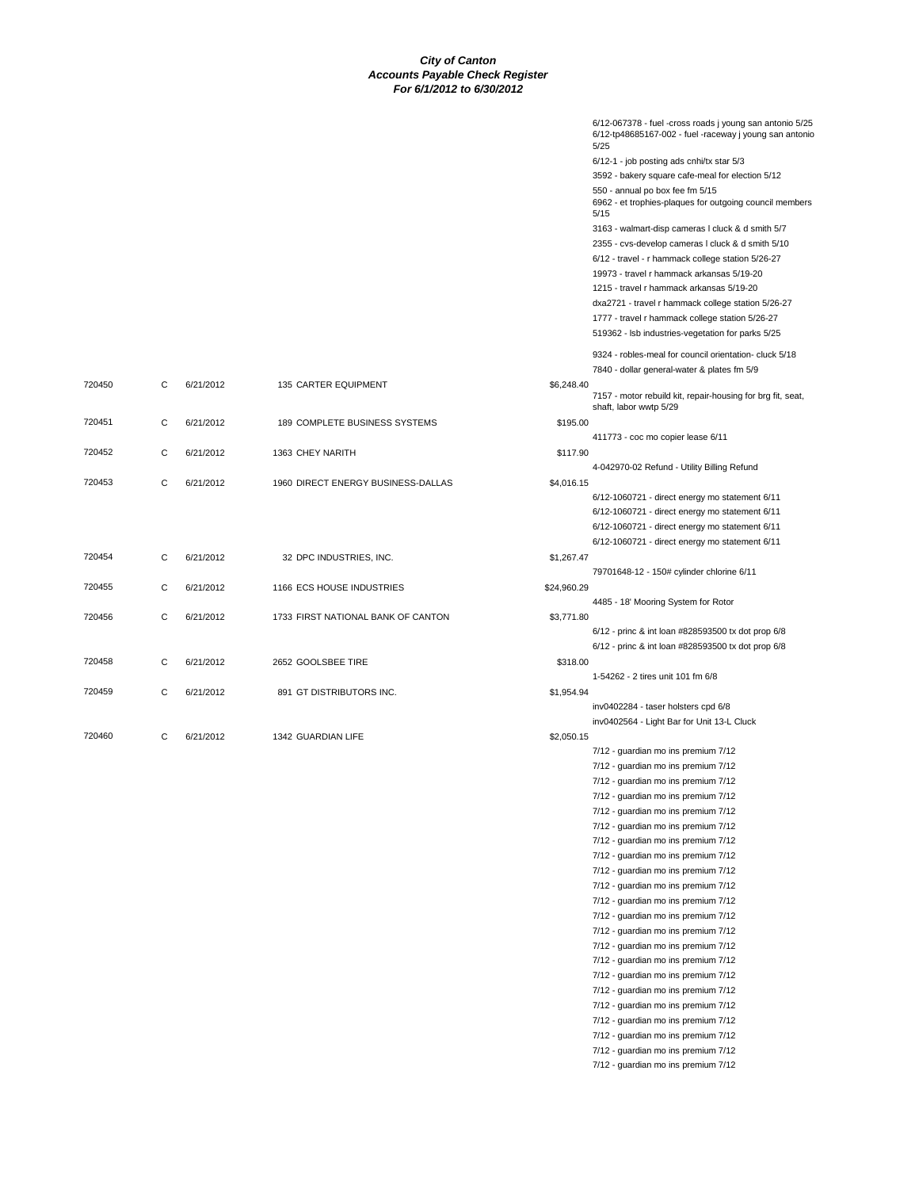# City of Canton
## Accounts Payable Check Register
### For 6/1/2012 to 6/30/2012

| Check # | Type | Date | Vendor | Amount | Description |
|---|---|---|---|---|---|
| | | | | | 6/12-067378 - fuel -cross roads j young san antonio 5/25 |
| | | | | | 6/12-tp48685167-002 - fuel -raceway j young san antonio 5/25 |
| | | | | | 6/12-1 - job posting ads cnhi/tx star 5/3 |
| | | | | | 3592 - bakery square cafe-meal for election 5/12 |
| | | | | | 550 - annual po box fee fm 5/15 |
| | | | | | 6962 - et trophies-plaques for outgoing council members 5/15 |
| | | | | | 3163 - walmart-disp cameras l cluck & d smith 5/7 |
| | | | | | 2355 - cvs-develop cameras l cluck & d smith 5/10 |
| | | | | | 6/12 - travel - r hammack college station 5/26-27 |
| | | | | | 19973 - travel r hammack arkansas 5/19-20 |
| | | | | | 1215 - travel r hammack arkansas 5/19-20 |
| | | | | | dxa2721 - travel r hammack college station 5/26-27 |
| | | | | | 1777 - travel r hammack college station 5/26-27 |
| | | | | | 519362 - lsb industries-vegetation for parks 5/25 |
| | | | | | 9324 - robles-meal for council orientation- cluck 5/18 |
| | | | | | 7840 - dollar general-water & plates fm 5/9 |
| 720450 | C | 6/21/2012 | 135 CARTER EQUIPMENT | $6,248.40 | |
| | | | | | 7157 - motor rebuild kit, repair-housing for brg fit, seat, shaft, labor wwtp 5/29 |
| 720451 | C | 6/21/2012 | 189 COMPLETE BUSINESS SYSTEMS | $195.00 | |
| | | | | | 411773 - coc mo copier lease 6/11 |
| 720452 | C | 6/21/2012 | 1363 CHEY NARITH | $117.90 | |
| | | | | | 4-042970-02 Refund - Utility Billing Refund |
| 720453 | C | 6/21/2012 | 1960 DIRECT ENERGY BUSINESS-DALLAS | $4,016.15 | |
| | | | | | 6/12-1060721 - direct energy mo statement 6/11 |
| | | | | | 6/12-1060721 - direct energy mo statement 6/11 |
| | | | | | 6/12-1060721 - direct energy mo statement 6/11 |
| | | | | | 6/12-1060721 - direct energy mo statement 6/11 |
| 720454 | C | 6/21/2012 | 32 DPC INDUSTRIES, INC. | $1,267.47 | |
| | | | | | 79701648-12 - 150# cylinder chlorine 6/11 |
| 720455 | C | 6/21/2012 | 1166 ECS HOUSE INDUSTRIES | $24,960.29 | |
| | | | | | 4485 - 18' Mooring System for Rotor |
| 720456 | C | 6/21/2012 | 1733 FIRST NATIONAL BANK OF CANTON | $3,771.80 | |
| | | | | | 6/12 - princ & int loan #828593500 tx dot prop 6/8 |
| | | | | | 6/12 - princ & int loan #828593500 tx dot prop 6/8 |
| 720458 | C | 6/21/2012 | 2652 GOOLSBEE TIRE | $318.00 | |
| | | | | | 1-54262 - 2 tires unit 101 fm 6/8 |
| 720459 | C | 6/21/2012 | 891 GT DISTRIBUTORS INC. | $1,954.94 | |
| | | | | | inv0402284 - taser holsters cpd 6/8 |
| | | | | | inv0402564 - Light Bar for Unit 13-L Cluck |
| 720460 | C | 6/21/2012 | 1342 GUARDIAN LIFE | $2,050.15 | |
| | | | | | 7/12 - guardian mo ins premium 7/12 |
| | | | | | 7/12 - guardian mo ins premium 7/12 |
| | | | | | 7/12 - guardian mo ins premium 7/12 |
| | | | | | 7/12 - guardian mo ins premium 7/12 |
| | | | | | 7/12 - guardian mo ins premium 7/12 |
| | | | | | 7/12 - guardian mo ins premium 7/12 |
| | | | | | 7/12 - guardian mo ins premium 7/12 |
| | | | | | 7/12 - guardian mo ins premium 7/12 |
| | | | | | 7/12 - guardian mo ins premium 7/12 |
| | | | | | 7/12 - guardian mo ins premium 7/12 |
| | | | | | 7/12 - guardian mo ins premium 7/12 |
| | | | | | 7/12 - guardian mo ins premium 7/12 |
| | | | | | 7/12 - guardian mo ins premium 7/12 |
| | | | | | 7/12 - guardian mo ins premium 7/12 |
| | | | | | 7/12 - guardian mo ins premium 7/12 |
| | | | | | 7/12 - guardian mo ins premium 7/12 |
| | | | | | 7/12 - guardian mo ins premium 7/12 |
| | | | | | 7/12 - guardian mo ins premium 7/12 |
| | | | | | 7/12 - guardian mo ins premium 7/12 |
| | | | | | 7/12 - guardian mo ins premium 7/12 |
| | | | | | 7/12 - guardian mo ins premium 7/12 |
| | | | | | 7/12 - guardian mo ins premium 7/12 |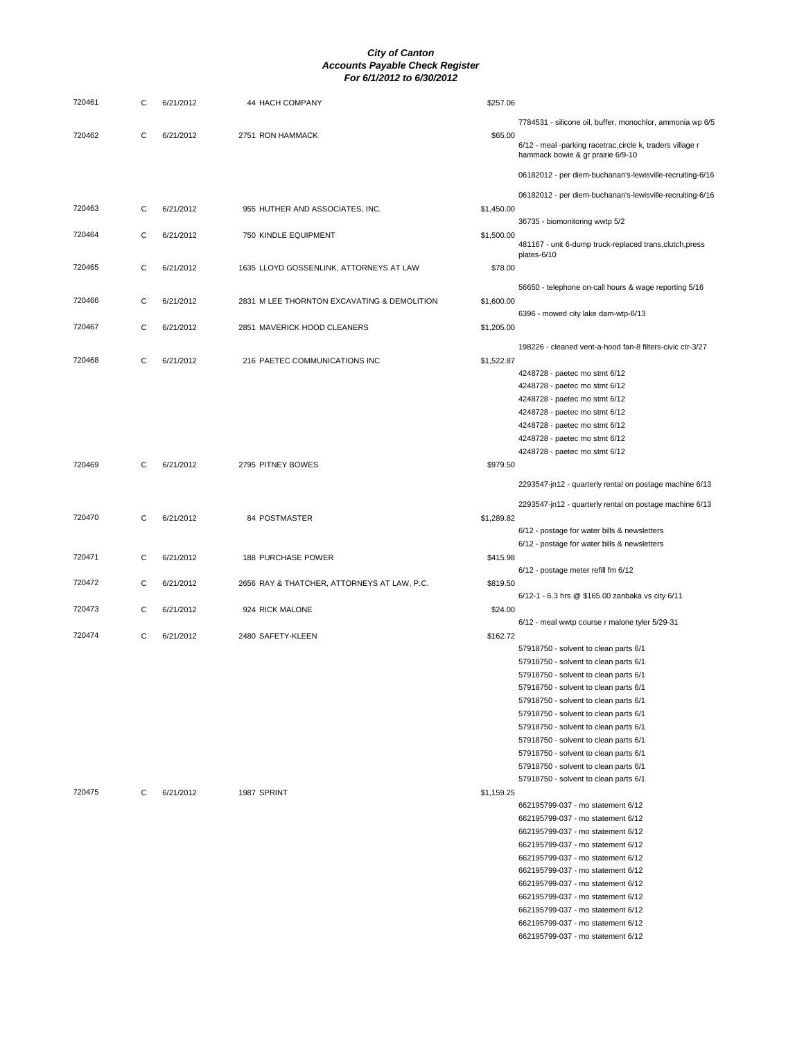# *City of Canton*
## *Accounts Payable Check Register*
### *For 6/1/2012 to 6/30/2012*

| Check # | Type | Date | Vendor | Amount | Description |
|---|---|---|---|---|---|
| 720461 | C | 6/21/2012 | 44 HACH COMPANY | $257.06 | |
| | | | | | 7784531 - silicone oil, buffer, monochlor, ammonia wp 6/5 |
| 720462 | C | 6/21/2012 | 2751 RON HAMMACK | $65.00 | |
| | | | | | 6/12 - meal -parking racetrac,circle k, traders village r hammack bowie & gr prairie 6/9-10 |
| | | | | | 06182012 - per diem-buchanan's-lewisville-recruiting-6/16 |
| | | | | | 06182012 - per diem-buchanan's-lewisville-recruiting-6/16 |
| 720463 | C | 6/21/2012 | 955 HUTHER AND ASSOCIATES, INC. | $1,450.00 | |
| | | | | | 36735 - biomonitoring wwtp 5/2 |
| 720464 | C | 6/21/2012 | 750 KINDLE EQUIPMENT | $1,500.00 | |
| | | | | | 481167 - unit 6-dump truck-replaced trans,clutch,press plates-6/10 |
| 720465 | C | 6/21/2012 | 1635 LLOYD GOSSENLINK, ATTORNEYS AT LAW | $78.00 | |
| | | | | | 56650 - telephone on-call hours & wage reporting 5/16 |
| 720466 | C | 6/21/2012 | 2831 M LEE THORNTON EXCAVATING & DEMOLITION | $1,600.00 | |
| | | | | | 6396 - mowed city lake dam-wtp-6/13 |
| 720467 | C | 6/21/2012 | 2851 MAVERICK HOOD CLEANERS | $1,205.00 | |
| | | | | | 198226 - cleaned vent-a-hood fan-8 filters-civic ctr-3/27 |
| 720468 | C | 6/21/2012 | 216 PAETEC COMMUNICATIONS INC | $1,522.87 | |
| | | | | | 4248728 - paetec mo stmt 6/12 |
| | | | | | 4248728 - paetec mo stmt 6/12 |
| | | | | | 4248728 - paetec mo stmt 6/12 |
| | | | | | 4248728 - paetec mo stmt 6/12 |
| | | | | | 4248728 - paetec mo stmt 6/12 |
| | | | | | 4248728 - paetec mo stmt 6/12 |
| | | | | | 4248728 - paetec mo stmt 6/12 |
| 720469 | C | 6/21/2012 | 2795 PITNEY BOWES | $979.50 | |
| | | | | | 2293547-jn12 - quarterly rental on postage machine 6/13 |
| | | | | | 2293547-jn12 - quarterly rental on postage machine 6/13 |
| 720470 | C | 6/21/2012 | 84 POSTMASTER | $1,289.82 | |
| | | | | | 6/12 - postage for water bills & newsletters |
| | | | | | 6/12 - postage for water bills & newsletters |
| 720471 | C | 6/21/2012 | 188 PURCHASE POWER | $415.98 | |
| | | | | | 6/12 - postage meter refill fm 6/12 |
| 720472 | C | 6/21/2012 | 2656 RAY & THATCHER, ATTORNEYS AT LAW, P.C. | $819.50 | |
| | | | | | 6/12-1 - 6.3 hrs @ $165.00 zanbaka vs city 6/11 |
| 720473 | C | 6/21/2012 | 924 RICK MALONE | $24.00 | |
| | | | | | 6/12 - meal wwtp course r malone tyler 5/29-31 |
| 720474 | C | 6/21/2012 | 2480 SAFETY-KLEEN | $162.72 | |
| | | | | | 57918750 - solvent to clean parts 6/1 |
| | | | | | 57918750 - solvent to clean parts 6/1 |
| | | | | | 57918750 - solvent to clean parts 6/1 |
| | | | | | 57918750 - solvent to clean parts 6/1 |
| | | | | | 57918750 - solvent to clean parts 6/1 |
| | | | | | 57918750 - solvent to clean parts 6/1 |
| | | | | | 57918750 - solvent to clean parts 6/1 |
| | | | | | 57918750 - solvent to clean parts 6/1 |
| | | | | | 57918750 - solvent to clean parts 6/1 |
| | | | | | 57918750 - solvent to clean parts 6/1 |
| | | | | | 57918750 - solvent to clean parts 6/1 |
| 720475 | C | 6/21/2012 | 1987 SPRINT | $1,159.25 | |
| | | | | | 662195799-037 - mo statement 6/12 |
| | | | | | 662195799-037 - mo statement 6/12 |
| | | | | | 662195799-037 - mo statement 6/12 |
| | | | | | 662195799-037 - mo statement 6/12 |
| | | | | | 662195799-037 - mo statement 6/12 |
| | | | | | 662195799-037 - mo statement 6/12 |
| | | | | | 662195799-037 - mo statement 6/12 |
| | | | | | 662195799-037 - mo statement 6/12 |
| | | | | | 662195799-037 - mo statement 6/12 |
| | | | | | 662195799-037 - mo statement 6/12 |
| | | | | | 662195799-037 - mo statement 6/12 |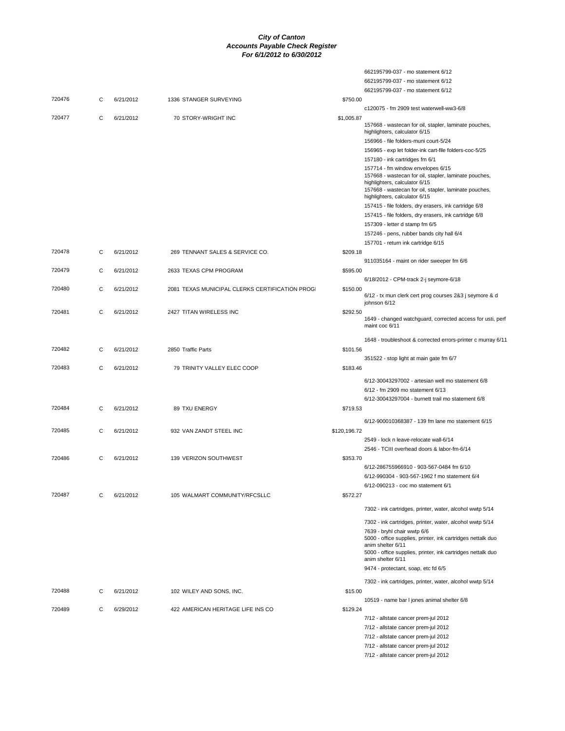# City of Canton
## Accounts Payable Check Register
### For 6/1/2012 to 6/30/2012

| Check | Type | Date | Vendor | Amount | Description |
|---|---|---|---|---|---|
| | | | | | 662195799-037 - mo statement 6/12 |
| | | | | | 662195799-037 - mo statement 6/12 |
| | | | | | 662195799-037 - mo statement 6/12 |
| 720476 | C | 6/21/2012 | 1336 STANGER SURVEYING | $750.00 | |
| | | | | | c120075 - fm 2909 test waterwell-ww3-6/8 |
| 720477 | C | 6/21/2012 | 70 STORY-WRIGHT INC | $1,005.87 | |
| | | | | | 157668 - wastecan for oil, stapler, laminate pouches, highlighters, calculator 6/15 |
| | | | | | 156966 - file folders-muni court-5/24 |
| | | | | | 156965 - exp let folder-ink cart-file folders-coc-5/25 |
| | | | | | 157180 - ink cartridges fm 6/1 |
| | | | | | 157714 - fm window envelopes 6/15 |
| | | | | | 157668 - wastecan for oil, stapler, laminate pouches, highlighters, calculator 6/15 |
| | | | | | 157668 - wastecan for oil, stapler, laminate pouches, highlighters, calculator 6/15 |
| | | | | | 157415 - file folders, dry erasers, ink cartridge 6/8 |
| | | | | | 157415 - file folders, dry erasers, ink cartridge 6/8 |
| | | | | | 157309 - letter d stamp fm 6/5 |
| | | | | | 157246 - pens, rubber bands city hall 6/4 |
| | | | | | 157701 - return ink cartridge 6/15 |
| 720478 | C | 6/21/2012 | 269 TENNANT SALES & SERVICE CO. | $209.18 | |
| | | | | | 911035164 - maint on rider sweeper fm 6/6 |
| 720479 | C | 6/21/2012 | 2633 TEXAS CPM PROGRAM | $595.00 | |
| | | | | | 6/18/2012 - CPM-track 2-j seymore-6/18 |
| 720480 | C | 6/21/2012 | 2081 TEXAS MUNICIPAL CLERKS CERTIFICATION PROGI | $150.00 | |
| | | | | | 6/12 - tx mun clerk cert prog courses 2&3 j seymore & d johnson 6/12 |
| 720481 | C | 6/21/2012 | 2427 TITAN WIRELESS INC | $292.50 | |
| | | | | | 1649 - changed watchguard, corrected access for usti, perf maint coc 6/11 |
| | | | | | 1648 - troubleshoot & corrected errors-printer c murray 6/11 |
| 720482 | C | 6/21/2012 | 2850 Traffic Parts | $101.56 | |
| | | | | | 351522 - stop light at main gate fm 6/7 |
| 720483 | C | 6/21/2012 | 79 TRINITY VALLEY ELEC COOP | $183.46 | |
| | | | | | 6/12-30043297002 - artesian well mo statement 6/8 |
| | | | | | 6/12 - fm 2909 mo statement 6/13 |
| | | | | | 6/12-30043297004 - burnett trail mo statement 6/8 |
| 720484 | C | 6/21/2012 | 89 TXU ENERGY | $719.53 | |
| | | | | | 6/12-900010368387 - 139 fm lane mo statement 6/15 |
| 720485 | C | 6/21/2012 | 932 VAN ZANDT STEEL INC | $120,196.72 | |
| | | | | | 2549 - lock n leave-relocate wall-6/14 |
| | | | | | 2546 - TCIII overhead doors & labor-fm-6/14 |
| 720486 | C | 6/21/2012 | 139 VERIZON SOUTHWEST | $353.70 | |
| | | | | | 6/12-286755966910 - 903-567-0484 fm 6/10 |
| | | | | | 6/12-990304 - 903-567-1962 f mo statement 6/4 |
| | | | | | 6/12-090213 - coc mo statement 6/1 |
| 720487 | C | 6/21/2012 | 105 WALMART COMMUNITY/RFCSLLC | $572.27 | |
| | | | | | 7302 - ink cartridges, printer, water, alcohol wwtp 5/14 |
| | | | | | 7302 - ink cartridges, printer, water, alcohol wwtp 5/14 |
| | | | | | 7639 - bryhl chair wwtp 6/6 |
| | | | | | 5000 - office supplies, printer, ink cartridges nettalk duo anim shelter 6/11 |
| | | | | | 5000 - office supplies, printer, ink cartridges nettalk duo anim shelter 6/11 |
| | | | | | 9474 - protectant, soap, etc fd 6/5 |
| | | | | | 7302 - ink cartridges, printer, water, alcohol wwtp 5/14 |
| 720488 | C | 6/21/2012 | 102 WILEY AND SONS, INC. | $15.00 | |
| | | | | | 10519 - name bar l jones animal shelter 6/8 |
| 720489 | C | 6/29/2012 | 422 AMERICAN HERITAGE LIFE INS CO | $129.24 | |
| | | | | | 7/12 - allstate cancer prem-jul 2012 |
| | | | | | 7/12 - allstate cancer prem-jul 2012 |
| | | | | | 7/12 - allstate cancer prem-jul 2012 |
| | | | | | 7/12 - allstate cancer prem-jul 2012 |
| | | | | | 7/12 - allstate cancer prem-jul 2012 |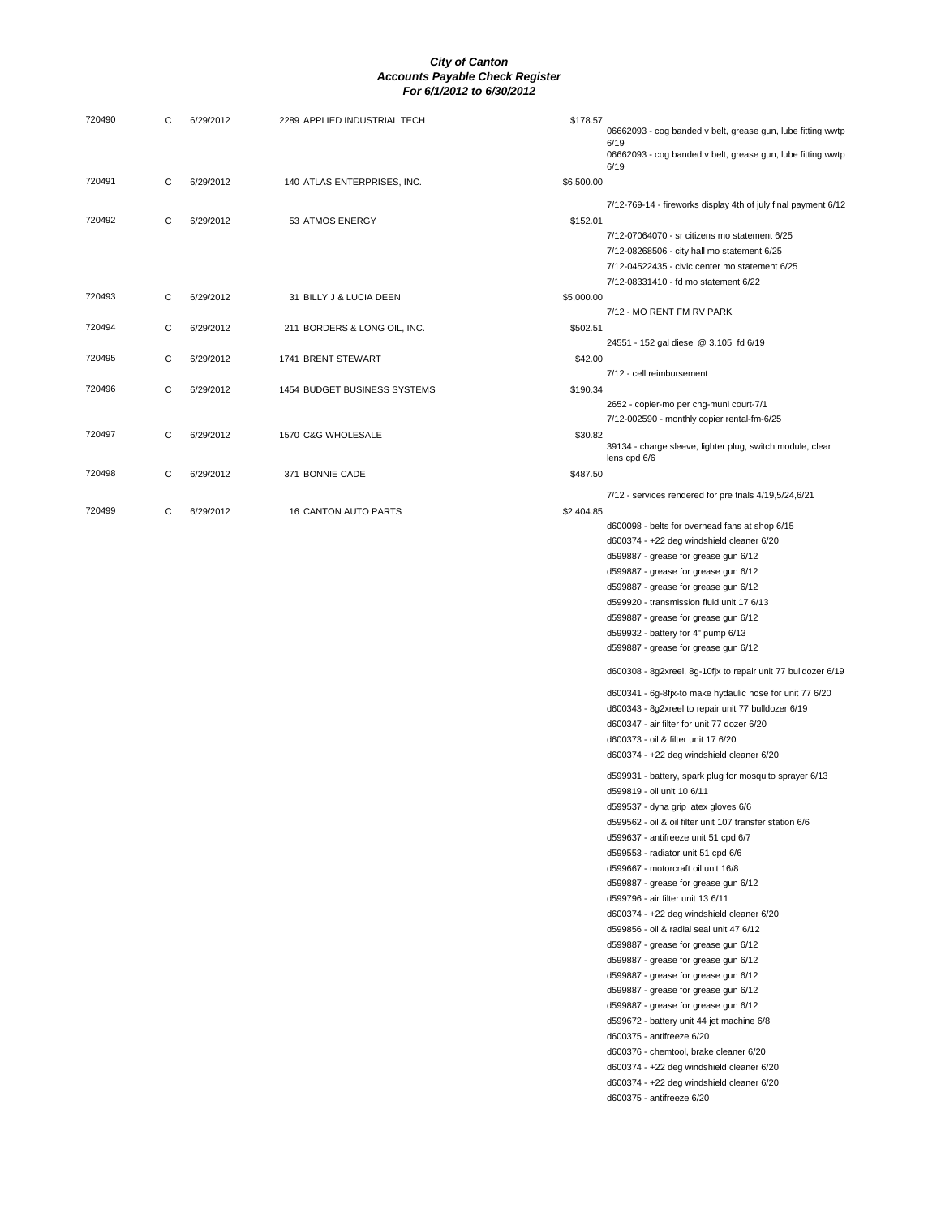# City of Canton
## Accounts Payable Check Register
### For 6/1/2012 to 6/30/2012

| Check | Type | Date | Vendor | Amount | Description |
|---|---|---|---|---|---|
| 720490 | C | 6/29/2012 | 2289 APPLIED INDUSTRIAL TECH | $178.57 | 06662093 - cog banded v belt, grease gun, lube fitting wwtp 6/19 |
| | | | | | 06662093 - cog banded v belt, grease gun, lube fitting wwtp 6/19 |
| 720491 | C | 6/29/2012 | 140 ATLAS ENTERPRISES, INC. | $6,500.00 | 7/12-769-14 - fireworks display 4th of july final payment 6/12 |
| 720492 | C | 6/29/2012 | 53 ATMOS ENERGY | $152.01 | 7/12-07064070 - sr citizens mo statement 6/25 |
| | | | | | 7/12-08268506 - city hall mo statement 6/25 |
| | | | | | 7/12-04522435 - civic center mo statement 6/25 |
| | | | | | 7/12-08331410 - fd mo statement 6/22 |
| 720493 | C | 6/29/2012 | 31 BILLY J & LUCIA DEEN | $5,000.00 | 7/12 - MO RENT FM RV PARK |
| 720494 | C | 6/29/2012 | 211 BORDERS & LONG OIL, INC. | $502.51 | 24551 - 152 gal diesel @ 3.105 fd 6/19 |
| 720495 | C | 6/29/2012 | 1741 BRENT STEWART | $42.00 | 7/12 - cell reimbursement |
| 720496 | C | 6/29/2012 | 1454 BUDGET BUSINESS SYSTEMS | $190.34 | 2652 - copier-mo per chg-muni court-7/1 |
| | | | | | 7/12-002590 - monthly copier rental-fm-6/25 |
| 720497 | C | 6/29/2012 | 1570 C&G WHOLESALE | $30.82 | 39134 - charge sleeve, lighter plug, switch module, clear lens cpd 6/6 |
| 720498 | C | 6/29/2012 | 371 BONNIE CADE | $487.50 | 7/12 - services rendered for pre trials 4/19,5/24,6/21 |
| 720499 | C | 6/29/2012 | 16 CANTON AUTO PARTS | $2,404.85 | d600098 - belts for overhead fans at shop 6/15 |
| | | | | | d600374 - +22 deg windshield cleaner 6/20 |
| | | | | | d599887 - grease for grease gun 6/12 |
| | | | | | d599887 - grease for grease gun 6/12 |
| | | | | | d599887 - grease for grease gun 6/12 |
| | | | | | d599920 - transmission fluid unit 17 6/13 |
| | | | | | d599887 - grease for grease gun 6/12 |
| | | | | | d599932 - battery for 4" pump 6/13 |
| | | | | | d599887 - grease for grease gun 6/12 |
| | | | | | d600308 - 8g2xreel, 8g-10fjx to repair unit 77 bulldozer 6/19 |
| | | | | | d600341 - 6g-8fjx-to make hydaulic hose for unit 77 6/20 |
| | | | | | d600343 - 8g2xreel to repair unit 77 bulldozer 6/19 |
| | | | | | d600347 - air filter for unit 77 dozer 6/20 |
| | | | | | d600373 - oil & filter unit 17 6/20 |
| | | | | | d600374 - +22 deg windshield cleaner 6/20 |
| | | | | | d599931 - battery, spark plug for mosquito sprayer 6/13 |
| | | | | | d599819 - oil unit 10 6/11 |
| | | | | | d599537 - dyna grip latex gloves 6/6 |
| | | | | | d599562 - oil & oil filter unit 107 transfer station 6/6 |
| | | | | | d599637 - antifreeze unit 51 cpd 6/7 |
| | | | | | d599553 - radiator unit 51 cpd 6/6 |
| | | | | | d599667 - motorcraft oil unit 16/8 |
| | | | | | d599887 - grease for grease gun 6/12 |
| | | | | | d599796 - air filter unit 13 6/11 |
| | | | | | d600374 - +22 deg windshield cleaner 6/20 |
| | | | | | d599856 - oil & radial seal unit 47 6/12 |
| | | | | | d599887 - grease for grease gun 6/12 |
| | | | | | d599887 - grease for grease gun 6/12 |
| | | | | | d599887 - grease for grease gun 6/12 |
| | | | | | d599887 - grease for grease gun 6/12 |
| | | | | | d599887 - grease for grease gun 6/12 |
| | | | | | d599672 - battery unit 44 jet machine 6/8 |
| | | | | | d600375 - antifreeze 6/20 |
| | | | | | d600376 - chemtool, brake cleaner 6/20 |
| | | | | | d600374 - +22 deg windshield cleaner 6/20 |
| | | | | | d600374 - +22 deg windshield cleaner 6/20 |
| | | | | | d600375 - antifreeze 6/20 |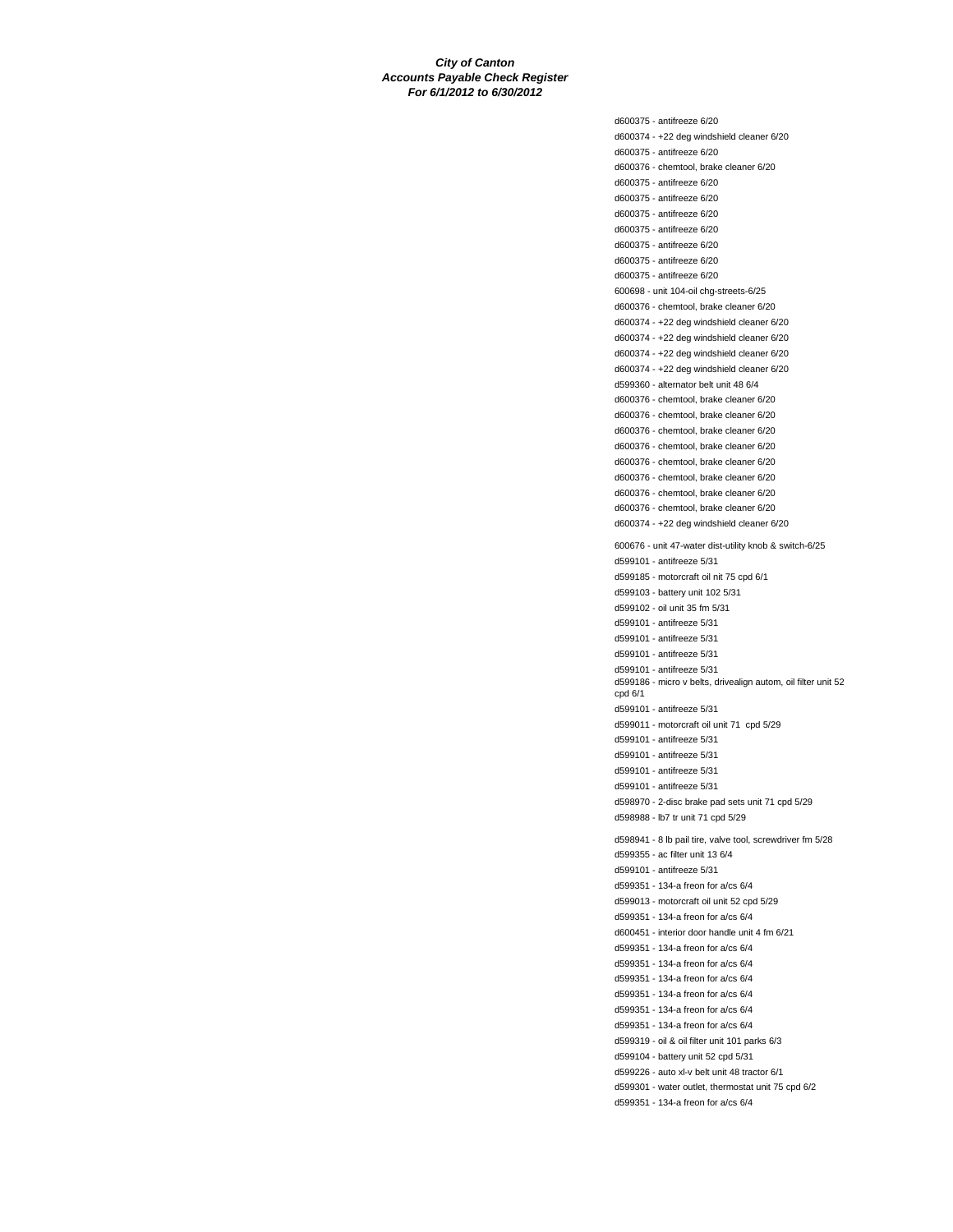**City of Canton**
**Accounts Payable Check Register**
**For 6/1/2012 to 6/30/2012**

d600375 - antifreeze 6/20
d600374 - +22 deg windshield cleaner 6/20
d600375 - antifreeze 6/20
d600376 - chemtool, brake cleaner 6/20
d600375 - antifreeze 6/20
d600375 - antifreeze 6/20
d600375 - antifreeze 6/20
d600375 - antifreeze 6/20
d600375 - antifreeze 6/20
d600375 - antifreeze 6/20
d600375 - antifreeze 6/20
600698 - unit 104-oil chg-streets-6/25
d600376 - chemtool, brake cleaner 6/20
d600374 - +22 deg windshield cleaner 6/20
d600374 - +22 deg windshield cleaner 6/20
d600374 - +22 deg windshield cleaner 6/20
d600374 - +22 deg windshield cleaner 6/20
d599360 - alternator belt unit 48 6/4
d600376 - chemtool, brake cleaner 6/20
d600376 - chemtool, brake cleaner 6/20
d600376 - chemtool, brake cleaner 6/20
d600376 - chemtool, brake cleaner 6/20
d600376 - chemtool, brake cleaner 6/20
d600376 - chemtool, brake cleaner 6/20
d600376 - chemtool, brake cleaner 6/20
d600376 - chemtool, brake cleaner 6/20
d600374 - +22 deg windshield cleaner 6/20
600676 - unit 47-water dist-utility knob & switch-6/25
d599101 - antifreeze 5/31
d599185 - motorcraft oil nit 75 cpd 6/1
d599103 - battery unit 102 5/31
d599102 - oil unit 35 fm 5/31
d599101 - antifreeze 5/31
d599101 - antifreeze 5/31
d599101 - antifreeze 5/31
d599101 - antifreeze 5/31
d599186 - micro v belts, drivealign autom, oil filter unit 52 cpd 6/1
d599101 - antifreeze 5/31
d599011 - motorcraft oil unit 71 cpd 5/29
d599101 - antifreeze 5/31
d599101 - antifreeze 5/31
d599101 - antifreeze 5/31
d599101 - antifreeze 5/31
d598970 - 2-disc brake pad sets unit 71 cpd 5/29
d598988 - lb7 tr unit 71 cpd 5/29
d598941 - 8 lb pail tire, valve tool, screwdriver fm 5/28
d599355 - ac filter unit 13 6/4
d599101 - antifreeze 5/31
d599351 - 134-a freon for a/cs 6/4
d599013 - motorcraft oil unit 52 cpd 5/29
d599351 - 134-a freon for a/cs 6/4
d600451 - interior door handle unit 4 fm 6/21
d599351 - 134-a freon for a/cs 6/4
d599351 - 134-a freon for a/cs 6/4
d599351 - 134-a freon for a/cs 6/4
d599351 - 134-a freon for a/cs 6/4
d599351 - 134-a freon for a/cs 6/4
d599351 - 134-a freon for a/cs 6/4
d599319 - oil & oil filter unit 101 parks 6/3
d599104 - battery unit 52 cpd 5/31
d599226 - auto xl-v belt unit 48 tractor 6/1
d599301 - water outlet, thermostat unit 75 cpd 6/2
d599351 - 134-a freon for a/cs 6/4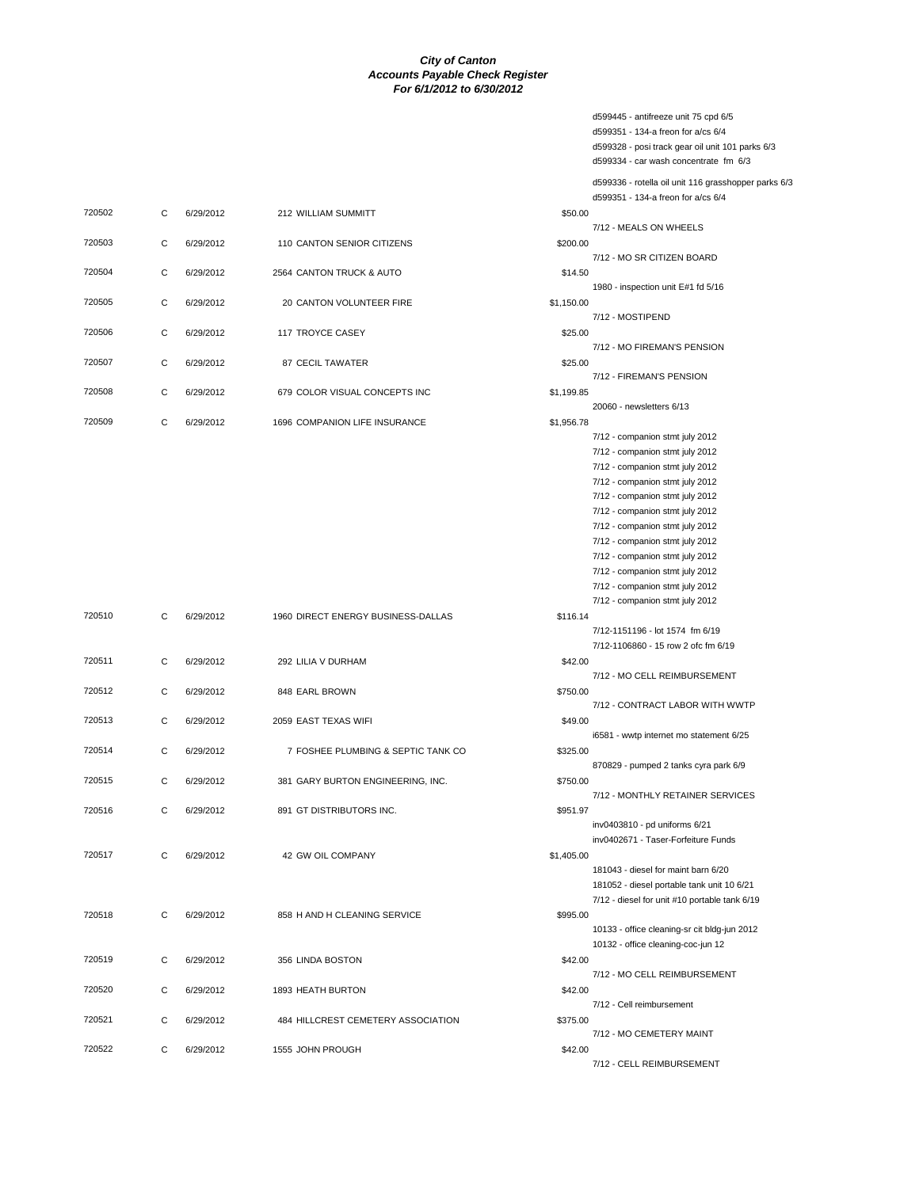# City of Canton
## Accounts Payable Check Register
### For 6/1/2012 to 6/30/2012

| Check # | Type | Date | Vendor | Amount | Description |
|---|---|---|---|---|---|
| | | | | | d599445 - antifreeze unit 75 cpd 6/5 |
| | | | | | d599351 - 134-a freon for a/cs 6/4 |
| | | | | | d599328 - posi track gear oil unit 101 parks 6/3 |
| | | | | | d599334 - car wash concentrate fm 6/3 |
| | | | | | d599336 - rotella oil unit 116 grasshopper parks 6/3 |
| | | | | | d599351 - 134-a freon for a/cs 6/4 |
| 720502 | C | 6/29/2012 | 212 WILLIAM SUMMITT | $50.00 | |
| | | | | | 7/12 - MEALS ON WHEELS |
| 720503 | C | 6/29/2012 | 110 CANTON SENIOR CITIZENS | $200.00 | |
| | | | | | 7/12 - MO SR CITIZEN BOARD |
| 720504 | C | 6/29/2012 | 2564 CANTON TRUCK & AUTO | $14.50 | |
| | | | | | 1980 - inspection unit E#1 fd 5/16 |
| 720505 | C | 6/29/2012 | 20 CANTON VOLUNTEER FIRE | $1,150.00 | |
| | | | | | 7/12 - MOSTIPEND |
| 720506 | C | 6/29/2012 | 117 TROYCE CASEY | $25.00 | |
| | | | | | 7/12 - MO FIREMAN'S PENSION |
| 720507 | C | 6/29/2012 | 87 CECIL TAWATER | $25.00 | |
| | | | | | 7/12 - FIREMAN'S PENSION |
| 720508 | C | 6/29/2012 | 679 COLOR VISUAL CONCEPTS INC | $1,199.85 | |
| | | | | | 20060 - newsletters 6/13 |
| 720509 | C | 6/29/2012 | 1696 COMPANION LIFE INSURANCE | $1,956.78 | |
| | | | | | 7/12 - companion stmt july 2012 |
| | | | | | 7/12 - companion stmt july 2012 |
| | | | | | 7/12 - companion stmt july 2012 |
| | | | | | 7/12 - companion stmt july 2012 |
| | | | | | 7/12 - companion stmt july 2012 |
| | | | | | 7/12 - companion stmt july 2012 |
| | | | | | 7/12 - companion stmt july 2012 |
| | | | | | 7/12 - companion stmt july 2012 |
| | | | | | 7/12 - companion stmt july 2012 |
| | | | | | 7/12 - companion stmt july 2012 |
| | | | | | 7/12 - companion stmt july 2012 |
| | | | | | 7/12 - companion stmt july 2012 |
| 720510 | C | 6/29/2012 | 1960 DIRECT ENERGY BUSINESS-DALLAS | $116.14 | |
| | | | | | 7/12-1151196 - lot 1574 fm 6/19 |
| | | | | | 7/12-1106860 - 15 row 2 ofc fm 6/19 |
| 720511 | C | 6/29/2012 | 292 LILIA V DURHAM | $42.00 | |
| | | | | | 7/12 - MO CELL REIMBURSEMENT |
| 720512 | C | 6/29/2012 | 848 EARL BROWN | $750.00 | |
| | | | | | 7/12 - CONTRACT LABOR WITH WWTP |
| 720513 | C | 6/29/2012 | 2059 EAST TEXAS WIFI | $49.00 | |
| | | | | | i6581 - wwtp internet mo statement 6/25 |
| 720514 | C | 6/29/2012 | 7 FOSHEE PLUMBING & SEPTIC TANK CO | $325.00 | |
| | | | | | 870829 - pumped 2 tanks cyra park 6/9 |
| 720515 | C | 6/29/2012 | 381 GARY BURTON ENGINEERING, INC. | $750.00 | |
| | | | | | 7/12 - MONTHLY RETAINER SERVICES |
| 720516 | C | 6/29/2012 | 891 GT DISTRIBUTORS INC. | $951.97 | |
| | | | | | inv0403810 - pd uniforms 6/21 |
| | | | | | inv0402671 - Taser-Forfeiture Funds |
| 720517 | C | 6/29/2012 | 42 GW OIL COMPANY | $1,405.00 | |
| | | | | | 181043 - diesel for maint barn 6/20 |
| | | | | | 181052 - diesel portable tank unit 10 6/21 |
| | | | | | 7/12 - diesel for unit #10 portable tank 6/19 |
| 720518 | C | 6/29/2012 | 858 H AND H CLEANING SERVICE | $995.00 | |
| | | | | | 10133 - office cleaning-sr cit bldg-jun 2012 |
| | | | | | 10132 - office cleaning-coc-jun 12 |
| 720519 | C | 6/29/2012 | 356 LINDA BOSTON | $42.00 | |
| | | | | | 7/12 - MO CELL REIMBURSEMENT |
| 720520 | C | 6/29/2012 | 1893 HEATH BURTON | $42.00 | |
| | | | | | 7/12 - Cell reimbursement |
| 720521 | C | 6/29/2012 | 484 HILLCREST CEMETERY ASSOCIATION | $375.00 | |
| | | | | | 7/12 - MO CEMETERY MAINT |
| 720522 | C | 6/29/2012 | 1555 JOHN PROUGH | $42.00 | |
| | | | | | 7/12 - CELL REIMBURSEMENT |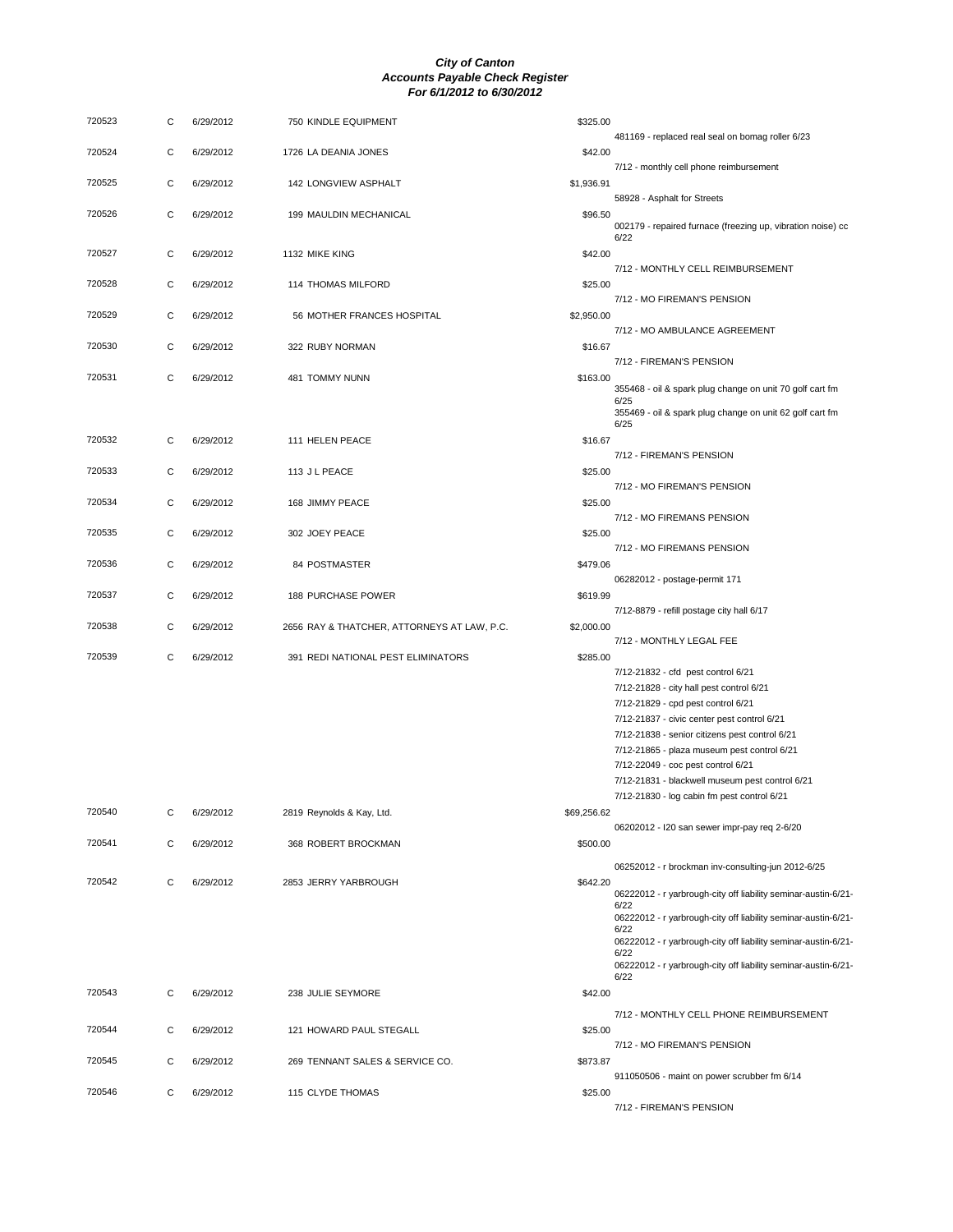# City of Canton
## Accounts Payable Check Register
### For 6/1/2012 to 6/30/2012

| Check # | Type | Date | Vendor | Amount | Description |
|---|---|---|---|---|---|
| 720523 | C | 6/29/2012 | 750 KINDLE EQUIPMENT | $325.00 | 481169 - replaced real seal on bomag roller 6/23 |
| 720524 | C | 6/29/2012 | 1726 LA DEANIA JONES | $42.00 | 7/12 - monthly cell phone reimbursement |
| 720525 | C | 6/29/2012 | 142 LONGVIEW ASPHALT | $1,936.91 | 58928 - Asphalt for Streets |
| 720526 | C | 6/29/2012 | 199 MAULDIN MECHANICAL | $96.50 | 002179 - repaired furnace (freezing up, vibration noise) cc 6/22 |
| 720527 | C | 6/29/2012 | 1132 MIKE KING | $42.00 | 7/12 - MONTHLY CELL REIMBURSEMENT |
| 720528 | C | 6/29/2012 | 114 THOMAS MILFORD | $25.00 | 7/12 - MO FIREMAN'S PENSION |
| 720529 | C | 6/29/2012 | 56 MOTHER FRANCES HOSPITAL | $2,950.00 | 7/12 - MO AMBULANCE AGREEMENT |
| 720530 | C | 6/29/2012 | 322 RUBY NORMAN | $16.67 | 7/12 - FIREMAN'S PENSION |
| 720531 | C | 6/29/2012 | 481 TOMMY NUNN | $163.00 | 355468 - oil & spark plug change on unit 70 golf cart fm 6/25 |
| | | | | | 355469 - oil & spark plug change on unit 62 golf cart fm 6/25 |
| 720532 | C | 6/29/2012 | 111 HELEN PEACE | $16.67 | 7/12 - FIREMAN'S PENSION |
| 720533 | C | 6/29/2012 | 113 J L PEACE | $25.00 | 7/12 - MO FIREMAN'S PENSION |
| 720534 | C | 6/29/2012 | 168 JIMMY PEACE | $25.00 | 7/12 - MO FIREMANS PENSION |
| 720535 | C | 6/29/2012 | 302 JOEY PEACE | $25.00 | 7/12 - MO FIREMANS PENSION |
| 720536 | C | 6/29/2012 | 84 POSTMASTER | $479.06 | 06282012 - postage-permit 171 |
| 720537 | C | 6/29/2012 | 188 PURCHASE POWER | $619.99 | 7/12-8879 - refill postage city hall 6/17 |
| 720538 | C | 6/29/2012 | 2656 RAY & THATCHER, ATTORNEYS AT LAW, P.C. | $2,000.00 | 7/12 - MONTHLY LEGAL FEE |
| 720539 | C | 6/29/2012 | 391 REDI NATIONAL PEST ELIMINATORS | $285.00 | 7/12-21832 - cfd pest control 6/21 |
| | | | | | 7/12-21828 - city hall pest control 6/21 |
| | | | | | 7/12-21829 - cpd pest control 6/21 |
| | | | | | 7/12-21837 - civic center pest control 6/21 |
| | | | | | 7/12-21838 - senior citizens pest control 6/21 |
| | | | | | 7/12-21865 - plaza museum pest control 6/21 |
| | | | | | 7/12-22049 - coc pest control 6/21 |
| | | | | | 7/12-21831 - blackwell museum pest control 6/21 |
| | | | | | 7/12-21830 - log cabin fm pest control 6/21 |
| 720540 | C | 6/29/2012 | 2819 Reynolds & Kay, Ltd. | $69,256.62 | 06202012 - I20 san sewer impr-pay req 2-6/20 |
| 720541 | C | 6/29/2012 | 368 ROBERT BROCKMAN | $500.00 | 06252012 - r brockman inv-consulting-jun 2012-6/25 |
| 720542 | C | 6/29/2012 | 2853 JERRY YARBROUGH | $642.20 | 06222012 - r yarbrough-city off liability seminar-austin-6/21-6/22 |
| | | | | | 06222012 - r yarbrough-city off liability seminar-austin-6/21-6/22 |
| | | | | | 06222012 - r yarbrough-city off liability seminar-austin-6/21-6/22 |
| | | | | | 06222012 - r yarbrough-city off liability seminar-austin-6/21-6/22 |
| 720543 | C | 6/29/2012 | 238 JULIE SEYMORE | $42.00 | 7/12 - MONTHLY CELL PHONE REIMBURSEMENT |
| 720544 | C | 6/29/2012 | 121 HOWARD PAUL STEGALL | $25.00 | 7/12 - MO FIREMAN'S PENSION |
| 720545 | C | 6/29/2012 | 269 TENNANT SALES & SERVICE CO. | $873.87 | 911050506 - maint on power scrubber fm 6/14 |
| 720546 | C | 6/29/2012 | 115 CLYDE THOMAS | $25.00 | 7/12 - FIREMAN'S PENSION |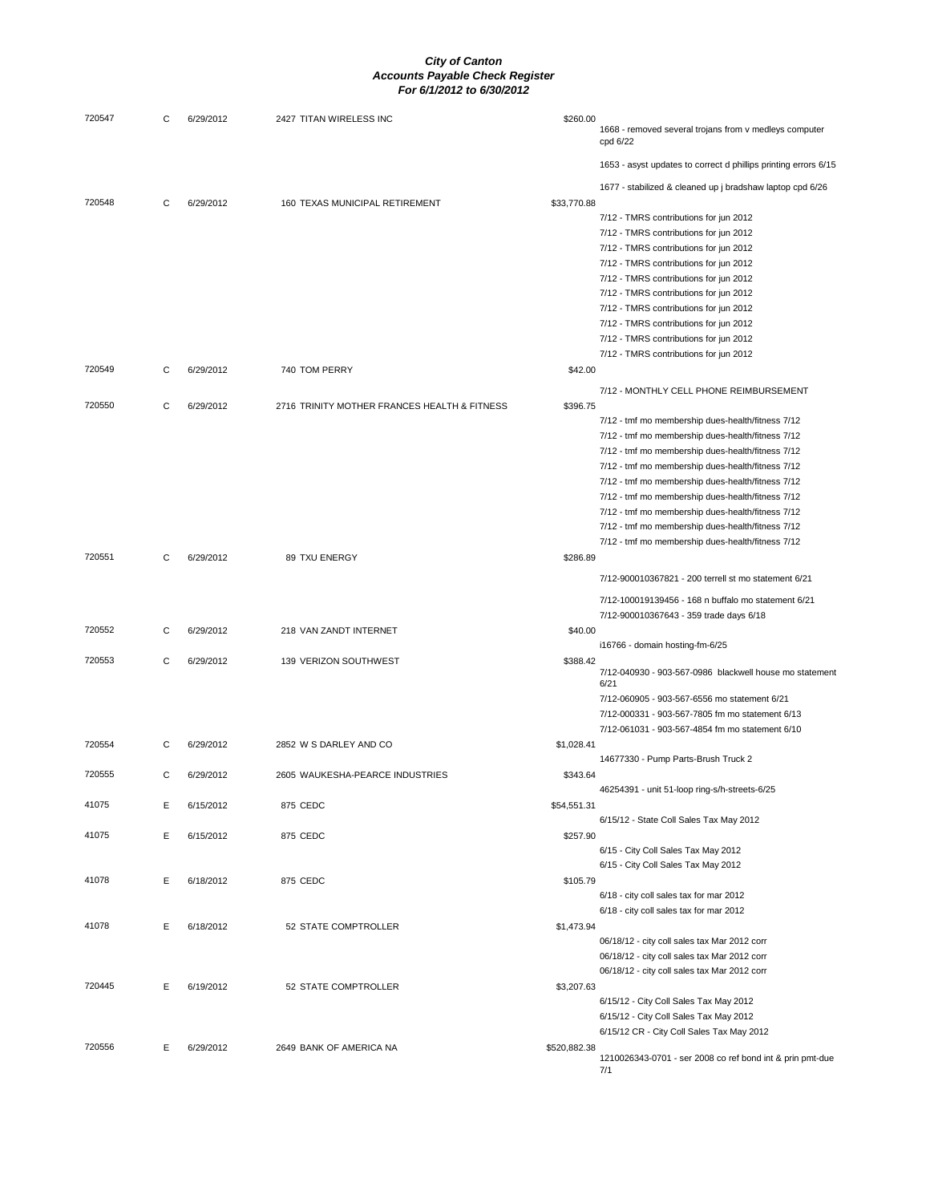# City of Canton
## Accounts Payable Check Register
### For 6/1/2012 to 6/30/2012

| Check # | Type | Date | Vendor | Amount | Description |
|---|---|---|---|---|---|
| 720547 | C | 6/29/2012 | 2427 TITAN WIRELESS INC | $260.00 | 1668 - removed several trojans from v medleys computer cpd 6/22 |
| | | | | | 1653 - asyst updates to correct d phillips printing errors 6/15 |
| | | | | | 1677 - stabilized & cleaned up j bradshaw laptop cpd 6/26 |
| 720548 | C | 6/29/2012 | 160 TEXAS MUNICIPAL RETIREMENT | $33,770.88 | 7/12 - TMRS contributions for jun 2012 |
| | | | | | 7/12 - TMRS contributions for jun 2012 |
| | | | | | 7/12 - TMRS contributions for jun 2012 |
| | | | | | 7/12 - TMRS contributions for jun 2012 |
| | | | | | 7/12 - TMRS contributions for jun 2012 |
| | | | | | 7/12 - TMRS contributions for jun 2012 |
| | | | | | 7/12 - TMRS contributions for jun 2012 |
| | | | | | 7/12 - TMRS contributions for jun 2012 |
| | | | | | 7/12 - TMRS contributions for jun 2012 |
| | | | | | 7/12 - TMRS contributions for jun 2012 |
| 720549 | C | 6/29/2012 | 740 TOM PERRY | $42.00 | 7/12 - MONTHLY CELL PHONE REIMBURSEMENT |
| 720550 | C | 6/29/2012 | 2716 TRINITY MOTHER FRANCES HEALTH & FITNESS | $396.75 | 7/12 - tmf mo membership dues-health/fitness 7/12 |
| | | | | | 7/12 - tmf mo membership dues-health/fitness 7/12 |
| | | | | | 7/12 - tmf mo membership dues-health/fitness 7/12 |
| | | | | | 7/12 - tmf mo membership dues-health/fitness 7/12 |
| | | | | | 7/12 - tmf mo membership dues-health/fitness 7/12 |
| | | | | | 7/12 - tmf mo membership dues-health/fitness 7/12 |
| | | | | | 7/12 - tmf mo membership dues-health/fitness 7/12 |
| | | | | | 7/12 - tmf mo membership dues-health/fitness 7/12 |
| | | | | | 7/12 - tmf mo membership dues-health/fitness 7/12 |
| 720551 | C | 6/29/2012 | 89 TXU ENERGY | $286.89 | 7/12-900010367821 - 200 terrell st mo statement 6/21 |
| | | | | | 7/12-100019139456 - 168 n buffalo mo statement 6/21 |
| | | | | | 7/12-900010367643 - 359 trade days 6/18 |
| 720552 | C | 6/29/2012 | 218 VAN ZANDT INTERNET | $40.00 | i16766 - domain hosting-fm-6/25 |
| 720553 | C | 6/29/2012 | 139 VERIZON SOUTHWEST | $388.42 | 7/12-040930 - 903-567-0986 blackwell house mo statement 6/21 |
| | | | | | 7/12-060905 - 903-567-6556 mo statement 6/21 |
| | | | | | 7/12-000331 - 903-567-7805 fm mo statement 6/13 |
| | | | | | 7/12-061031 - 903-567-4854 fm mo statement 6/10 |
| 720554 | C | 6/29/2012 | 2852 W S DARLEY AND CO | $1,028.41 | 14677330 - Pump Parts-Brush Truck 2 |
| 720555 | C | 6/29/2012 | 2605 WAUKESHA-PEARCE INDUSTRIES | $343.64 | 46254391 - unit 51-loop ring-s/h-streets-6/25 |
| 41075 | E | 6/15/2012 | 875 CEDC | $54,551.31 | 6/15/12 - State Coll Sales Tax May 2012 |
| 41075 | E | 6/15/2012 | 875 CEDC | $257.90 | 6/15 - City Coll Sales Tax May 2012 |
| | | | | | 6/15 - City Coll Sales Tax May 2012 |
| 41078 | E | 6/18/2012 | 875 CEDC | $105.79 | 6/18 - city coll sales tax for mar 2012 |
| | | | | | 6/18 - city coll sales tax for mar 2012 |
| 41078 | E | 6/18/2012 | 52 STATE COMPTROLLER | $1,473.94 | 06/18/12 - city coll sales tax Mar 2012 corr |
| | | | | | 06/18/12 - city coll sales tax Mar 2012 corr |
| | | | | | 06/18/12 - city coll sales tax Mar 2012 corr |
| 720445 | E | 6/19/2012 | 52 STATE COMPTROLLER | $3,207.63 | 6/15/12 - City Coll Sales Tax May 2012 |
| | | | | | 6/15/12 - City Coll Sales Tax May 2012 |
| | | | | | 6/15/12 CR - City Coll Sales Tax May 2012 |
| 720556 | E | 6/29/2012 | 2649 BANK OF AMERICA NA | $520,882.38 | 1210026343-0701 - ser 2008 co ref bond int & prin pmt-due 7/1 |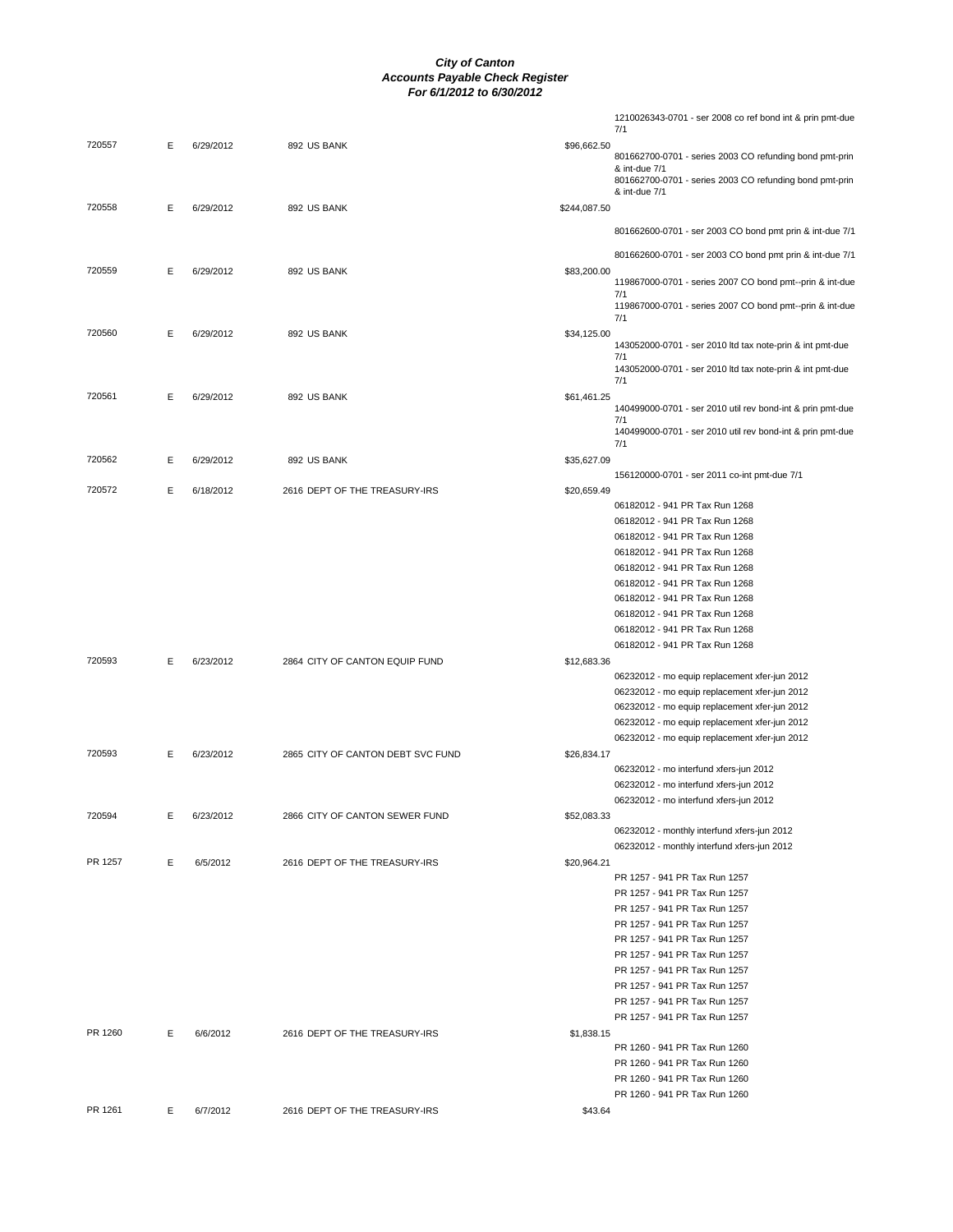# City of Canton
## Accounts Payable Check Register
### For 6/1/2012 to 6/30/2012

| Check | Type | Date | Vendor | Amount | Description |
|---|---|---|---|---|---|
| | | | | | 1210026343-0701 - ser 2008 co ref bond int & prin pmt-due 7/1 |
| 720557 | E | 6/29/2012 | 892 US BANK | $96,662.50 | |
| | | | | | 801662700-0701 - series 2003 CO refunding bond pmt-prin & int-due 7/1 |
| | | | | | 801662700-0701 - series 2003 CO refunding bond pmt-prin & int-due 7/1 |
| 720558 | E | 6/29/2012 | 892 US BANK | $244,087.50 | |
| | | | | | 801662600-0701 - ser 2003 CO bond pmt prin & int-due 7/1 |
| | | | | | 801662600-0701 - ser 2003 CO bond pmt prin & int-due 7/1 |
| 720559 | E | 6/29/2012 | 892 US BANK | $83,200.00 | |
| | | | | | 119867000-0701 - series 2007 CO bond pmt--prin & int-due 7/1 |
| | | | | | 119867000-0701 - series 2007 CO bond pmt--prin & int-due 7/1 |
| 720560 | E | 6/29/2012 | 892 US BANK | $34,125.00 | |
| | | | | | 143052000-0701 - ser 2010 ltd tax note-prin & int pmt-due 7/1 |
| | | | | | 143052000-0701 - ser 2010 ltd tax note-prin & int pmt-due 7/1 |
| 720561 | E | 6/29/2012 | 892 US BANK | $61,461.25 | |
| | | | | | 140499000-0701 - ser 2010 util rev bond-int & prin pmt-due 7/1 |
| | | | | | 140499000-0701 - ser 2010 util rev bond-int & prin pmt-due 7/1 |
| 720562 | E | 6/29/2012 | 892 US BANK | $35,627.09 | |
| | | | | | 156120000-0701 - ser 2011 co-int pmt-due 7/1 |
| 720572 | E | 6/18/2012 | 2616 DEPT OF THE TREASURY-IRS | $20,659.49 | |
| | | | | | 06182012 - 941 PR Tax Run 1268 |
| | | | | | 06182012 - 941 PR Tax Run 1268 |
| | | | | | 06182012 - 941 PR Tax Run 1268 |
| | | | | | 06182012 - 941 PR Tax Run 1268 |
| | | | | | 06182012 - 941 PR Tax Run 1268 |
| | | | | | 06182012 - 941 PR Tax Run 1268 |
| | | | | | 06182012 - 941 PR Tax Run 1268 |
| | | | | | 06182012 - 941 PR Tax Run 1268 |
| | | | | | 06182012 - 941 PR Tax Run 1268 |
| | | | | | 06182012 - 941 PR Tax Run 1268 |
| 720593 | E | 6/23/2012 | 2864 CITY OF CANTON EQUIP FUND | $12,683.36 | |
| | | | | | 06232012 - mo equip replacement xfer-jun 2012 |
| | | | | | 06232012 - mo equip replacement xfer-jun 2012 |
| | | | | | 06232012 - mo equip replacement xfer-jun 2012 |
| | | | | | 06232012 - mo equip replacement xfer-jun 2012 |
| | | | | | 06232012 - mo equip replacement xfer-jun 2012 |
| 720593 | E | 6/23/2012 | 2865 CITY OF CANTON DEBT SVC FUND | $26,834.17 | |
| | | | | | 06232012 - mo interfund xfers-jun 2012 |
| | | | | | 06232012 - mo interfund xfers-jun 2012 |
| | | | | | 06232012 - mo interfund xfers-jun 2012 |
| 720594 | E | 6/23/2012 | 2866 CITY OF CANTON SEWER FUND | $52,083.33 | |
| | | | | | 06232012 - monthly interfund xfers-jun 2012 |
| | | | | | 06232012 - monthly interfund xfers-jun 2012 |
| PR 1257 | E | 6/5/2012 | 2616 DEPT OF THE TREASURY-IRS | $20,964.21 | |
| | | | | | PR 1257 - 941 PR Tax Run 1257 |
| | | | | | PR 1257 - 941 PR Tax Run 1257 |
| | | | | | PR 1257 - 941 PR Tax Run 1257 |
| | | | | | PR 1257 - 941 PR Tax Run 1257 |
| | | | | | PR 1257 - 941 PR Tax Run 1257 |
| | | | | | PR 1257 - 941 PR Tax Run 1257 |
| | | | | | PR 1257 - 941 PR Tax Run 1257 |
| | | | | | PR 1257 - 941 PR Tax Run 1257 |
| | | | | | PR 1257 - 941 PR Tax Run 1257 |
| | | | | | PR 1257 - 941 PR Tax Run 1257 |
| PR 1260 | E | 6/6/2012 | 2616 DEPT OF THE TREASURY-IRS | $1,838.15 | |
| | | | | | PR 1260 - 941 PR Tax Run 1260 |
| | | | | | PR 1260 - 941 PR Tax Run 1260 |
| | | | | | PR 1260 - 941 PR Tax Run 1260 |
| | | | | | PR 1260 - 941 PR Tax Run 1260 |
| PR 1261 | E | 6/7/2012 | 2616 DEPT OF THE TREASURY-IRS | $43.64 | |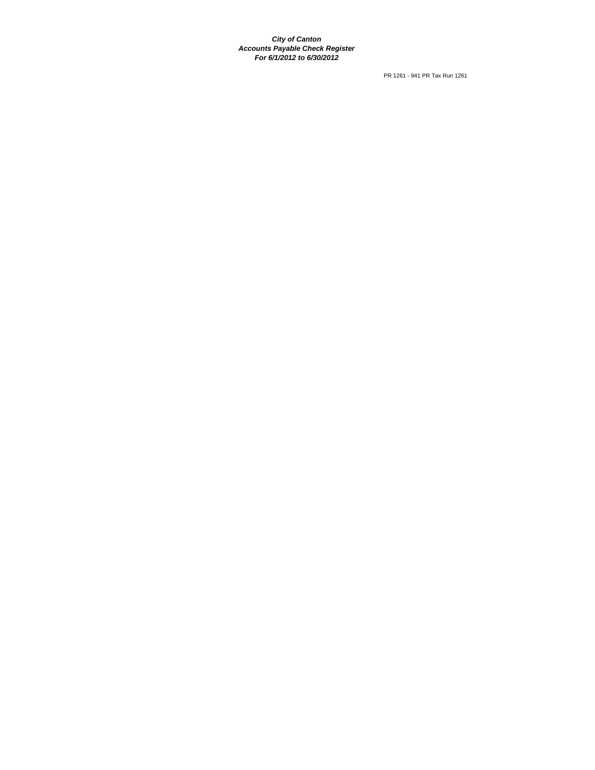***City of Canton***
***Accounts Payable Check Register***
***For 6/1/2012 to 6/30/2012***

PR 1261 - 941 PR Tax Run 1261